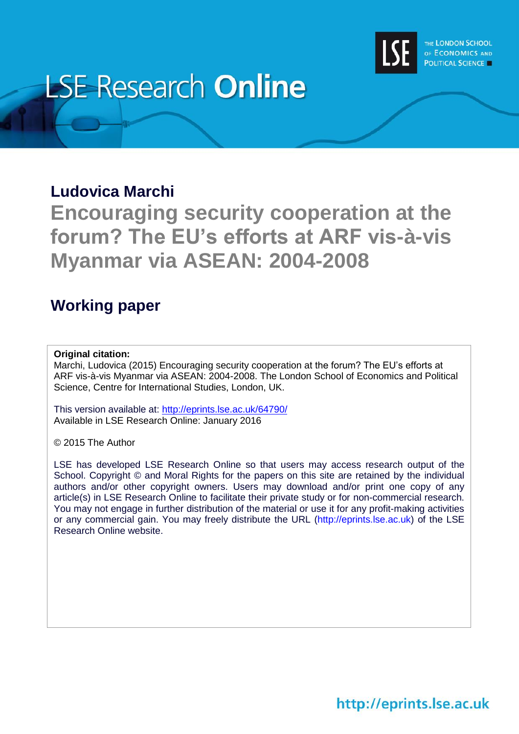# LSE Research Online

**Ludovica Marchi**

# Encouraging security cooperation at the forum? The EU's efforts at ARF vis-à-vis Myanmar via ASEAN: 2004-2008

## Working paper

**Original citation:**
Marchi, Ludovica (2015) Encouraging security cooperation at the forum? The EU's efforts at ARF vis-à-vis Myanmar via ASEAN: 2004-2008. The London School of Economics and Political Science, Centre for International Studies, London, UK.

This version available at: http://eprints.lse.ac.uk/64790/
Available in LSE Research Online: January 2016

© 2015 The Author

LSE has developed LSE Research Online so that users may access research output of the School. Copyright © and Moral Rights for the papers on this site are retained by the individual authors and/or other copyright owners. Users may download and/or print one copy of any article(s) in LSE Research Online to facilitate their private study or for non-commercial research. You may not engage in further distribution of the material or use it for any profit-making activities or any commercial gain. You may freely distribute the URL (http://eprints.lse.ac.uk) of the LSE Research Online website.

http://eprints.lse.ac.uk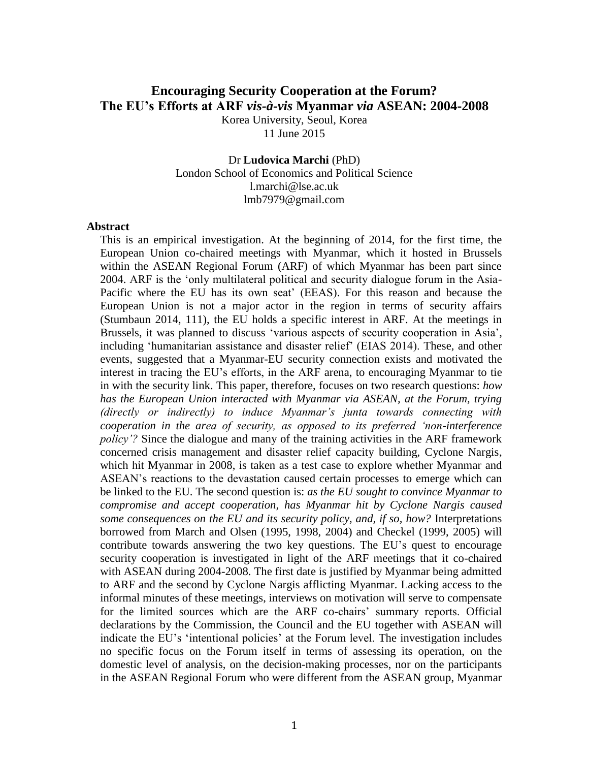# Encouraging Security Cooperation at the Forum?
# The EU's Efforts at ARF *vis-à-vis* Myanmar *via* ASEAN: 2004-2008

Korea University, Seoul, Korea
11 June 2015

Dr **Ludovica Marchi** (PhD)
London School of Economics and Political Science
l.marchi@lse.ac.uk
lmb7979@gmail.com

## Abstract

This is an empirical investigation. At the beginning of 2014, for the first time, the European Union co-chaired meetings with Myanmar, which it hosted in Brussels within the ASEAN Regional Forum (ARF) of which Myanmar has been part since 2004. ARF is the 'only multilateral political and security dialogue forum in the Asia-Pacific where the EU has its own seat' (EEAS). For this reason and because the European Union is not a major actor in the region in terms of security affairs (Stumbaun 2014, 111), the EU holds a specific interest in ARF. At the meetings in Brussels, it was planned to discuss 'various aspects of security cooperation in Asia', including 'humanitarian assistance and disaster relief' (EIAS 2014). These, and other events, suggested that a Myanmar-EU security connection exists and motivated the interest in tracing the EU's efforts, in the ARF arena, to encouraging Myanmar to tie in with the security link. This paper, therefore, focuses on two research questions: *how has the European Union interacted with Myanmar via ASEAN, at the Forum, trying (directly or indirectly) to induce Myanmar's junta towards connecting with cooperation in the area of security, as opposed to its preferred 'non-interference policy'?* Since the dialogue and many of the training activities in the ARF framework concerned crisis management and disaster relief capacity building, Cyclone Nargis, which hit Myanmar in 2008, is taken as a test case to explore whether Myanmar and ASEAN's reactions to the devastation caused certain processes to emerge which can be linked to the EU. The second question is: *as the EU sought to convince Myanmar to compromise and accept cooperation, has Myanmar hit by Cyclone Nargis caused some consequences on the EU and its security policy, and, if so, how?* Interpretations borrowed from March and Olsen (1995, 1998, 2004) and Checkel (1999, 2005) will contribute towards answering the two key questions. The EU's quest to encourage security cooperation is investigated in light of the ARF meetings that it co-chaired with ASEAN during 2004-2008. The first date is justified by Myanmar being admitted to ARF and the second by Cyclone Nargis afflicting Myanmar. Lacking access to the informal minutes of these meetings, interviews on motivation will serve to compensate for the limited sources which are the ARF co-chairs' summary reports. Official declarations by the Commission, the Council and the EU together with ASEAN will indicate the EU's 'intentional policies' at the Forum level. The investigation includes no specific focus on the Forum itself in terms of assessing its operation, on the domestic level of analysis, on the decision-making processes, nor on the participants in the ASEAN Regional Forum who were different from the ASEAN group, Myanmar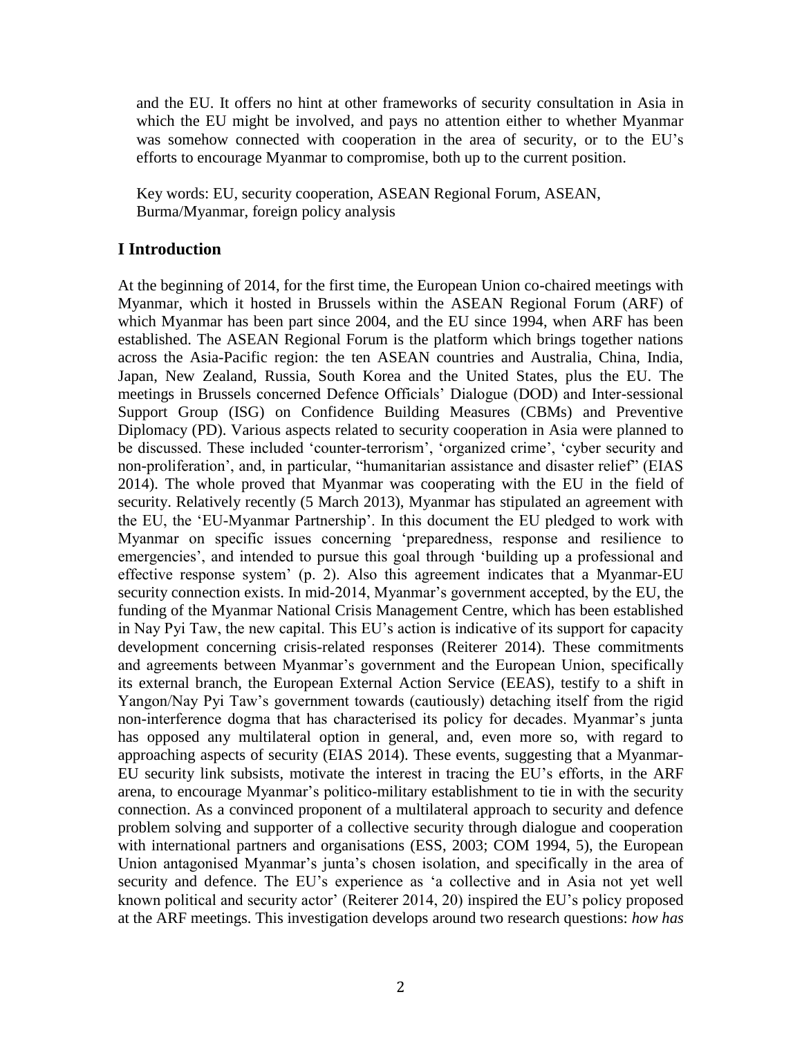and the EU. It offers no hint at other frameworks of security consultation in Asia in which the EU might be involved, and pays no attention either to whether Myanmar was somehow connected with cooperation in the area of security, or to the EU's efforts to encourage Myanmar to compromise, both up to the current position.

Key words: EU, security cooperation, ASEAN Regional Forum, ASEAN, Burma/Myanmar, foreign policy analysis

## I Introduction

At the beginning of 2014, for the first time, the European Union co-chaired meetings with Myanmar, which it hosted in Brussels within the ASEAN Regional Forum (ARF) of which Myanmar has been part since 2004, and the EU since 1994, when ARF has been established. The ASEAN Regional Forum is the platform which brings together nations across the Asia-Pacific region: the ten ASEAN countries and Australia, China, India, Japan, New Zealand, Russia, South Korea and the United States, plus the EU. The meetings in Brussels concerned Defence Officials' Dialogue (DOD) and Inter-sessional Support Group (ISG) on Confidence Building Measures (CBMs) and Preventive Diplomacy (PD). Various aspects related to security cooperation in Asia were planned to be discussed. These included 'counter-terrorism', 'organized crime', 'cyber security and non-proliferation', and, in particular, "humanitarian assistance and disaster relief" (EIAS 2014). The whole proved that Myanmar was cooperating with the EU in the field of security. Relatively recently (5 March 2013), Myanmar has stipulated an agreement with the EU, the 'EU-Myanmar Partnership'. In this document the EU pledged to work with Myanmar on specific issues concerning 'preparedness, response and resilience to emergencies', and intended to pursue this goal through 'building up a professional and effective response system' (p. 2). Also this agreement indicates that a Myanmar-EU security connection exists. In mid-2014, Myanmar's government accepted, by the EU, the funding of the Myanmar National Crisis Management Centre, which has been established in Nay Pyi Taw, the new capital. This EU's action is indicative of its support for capacity development concerning crisis-related responses (Reiterer 2014). These commitments and agreements between Myanmar's government and the European Union, specifically its external branch, the European External Action Service (EEAS), testify to a shift in Yangon/Nay Pyi Taw's government towards (cautiously) detaching itself from the rigid non-interference dogma that has characterised its policy for decades. Myanmar's junta has opposed any multilateral option in general, and, even more so, with regard to approaching aspects of security (EIAS 2014). These events, suggesting that a Myanmar-EU security link subsists, motivate the interest in tracing the EU's efforts, in the ARF arena, to encourage Myanmar's politico-military establishment to tie in with the security connection. As a convinced proponent of a multilateral approach to security and defence problem solving and supporter of a collective security through dialogue and cooperation with international partners and organisations (ESS, 2003; COM 1994, 5), the European Union antagonised Myanmar's junta's chosen isolation, and specifically in the area of security and defence. The EU's experience as 'a collective and in Asia not yet well known political and security actor' (Reiterer 2014, 20) inspired the EU's policy proposed at the ARF meetings. This investigation develops around two research questions: *how has*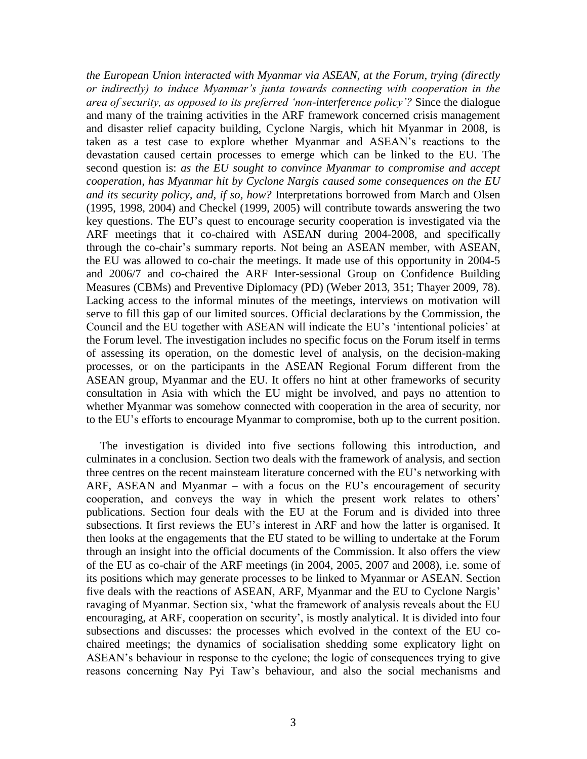*the European Union interacted with Myanmar via ASEAN, at the Forum, trying (directly or indirectly) to induce Myanmar's junta towards connecting with cooperation in the area of security, as opposed to its preferred 'non-interference policy'?* Since the dialogue and many of the training activities in the ARF framework concerned crisis management and disaster relief capacity building, Cyclone Nargis, which hit Myanmar in 2008, is taken as a test case to explore whether Myanmar and ASEAN's reactions to the devastation caused certain processes to emerge which can be linked to the EU. The second question is: *as the EU sought to convince Myanmar to compromise and accept cooperation, has Myanmar hit by Cyclone Nargis caused some consequences on the EU and its security policy, and, if so, how?* Interpretations borrowed from March and Olsen (1995, 1998, 2004) and Checkel (1999, 2005) will contribute towards answering the two key questions. The EU's quest to encourage security cooperation is investigated via the ARF meetings that it co-chaired with ASEAN during 2004-2008, and specifically through the co-chair's summary reports. Not being an ASEAN member, with ASEAN, the EU was allowed to co-chair the meetings. It made use of this opportunity in 2004-5 and 2006/7 and co-chaired the ARF Inter-sessional Group on Confidence Building Measures (CBMs) and Preventive Diplomacy (PD) (Weber 2013, 351; Thayer 2009, 78). Lacking access to the informal minutes of the meetings, interviews on motivation will serve to fill this gap of our limited sources. Official declarations by the Commission, the Council and the EU together with ASEAN will indicate the EU's 'intentional policies' at the Forum level. The investigation includes no specific focus on the Forum itself in terms of assessing its operation, on the domestic level of analysis, on the decision-making processes, or on the participants in the ASEAN Regional Forum different from the ASEAN group, Myanmar and the EU. It offers no hint at other frameworks of security consultation in Asia with which the EU might be involved, and pays no attention to whether Myanmar was somehow connected with cooperation in the area of security, nor to the EU's efforts to encourage Myanmar to compromise, both up to the current position.

The investigation is divided into five sections following this introduction, and culminates in a conclusion. Section two deals with the framework of analysis, and section three centres on the recent mainsteam literature concerned with the EU's networking with ARF, ASEAN and Myanmar – with a focus on the EU's encouragement of security cooperation, and conveys the way in which the present work relates to others' publications. Section four deals with the EU at the Forum and is divided into three subsections. It first reviews the EU's interest in ARF and how the latter is organised. It then looks at the engagements that the EU stated to be willing to undertake at the Forum through an insight into the official documents of the Commission. It also offers the view of the EU as co-chair of the ARF meetings (in 2004, 2005, 2007 and 2008), i.e. some of its positions which may generate processes to be linked to Myanmar or ASEAN. Section five deals with the reactions of ASEAN, ARF, Myanmar and the EU to Cyclone Nargis' ravaging of Myanmar. Section six, 'what the framework of analysis reveals about the EU encouraging, at ARF, cooperation on security', is mostly analytical. It is divided into four subsections and discusses: the processes which evolved in the context of the EU co-chaired meetings; the dynamics of socialisation shedding some explicatory light on ASEAN's behaviour in response to the cyclone; the logic of consequences trying to give reasons concerning Nay Pyi Taw's behaviour, and also the social mechanisms and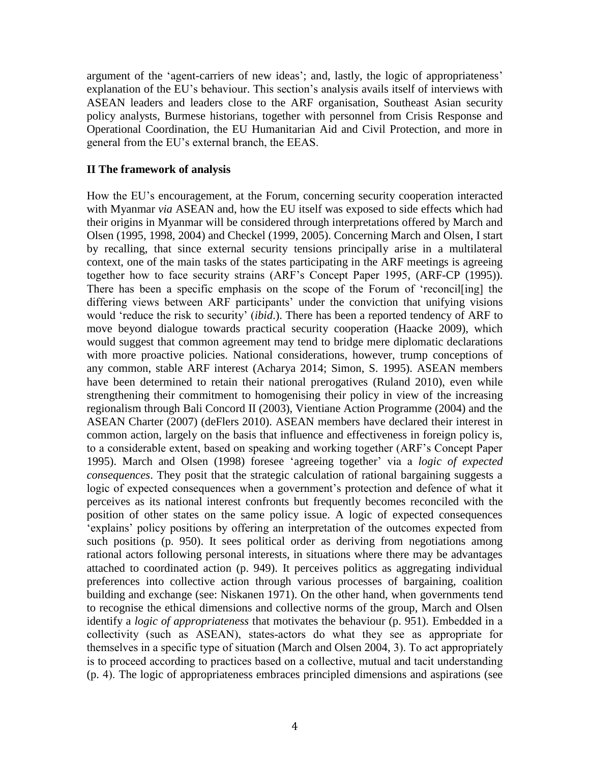argument of the 'agent-carriers of new ideas'; and, lastly, the logic of appropriateness' explanation of the EU's behaviour. This section's analysis avails itself of interviews with ASEAN leaders and leaders close to the ARF organisation, Southeast Asian security policy analysts, Burmese historians, together with personnel from Crisis Response and Operational Coordination, the EU Humanitarian Aid and Civil Protection, and more in general from the EU's external branch, the EEAS.

## II The framework of analysis

How the EU's encouragement, at the Forum, concerning security cooperation interacted with Myanmar *via* ASEAN and, how the EU itself was exposed to side effects which had their origins in Myanmar will be considered through interpretations offered by March and Olsen (1995, 1998, 2004) and Checkel (1999, 2005). Concerning March and Olsen, I start by recalling, that since external security tensions principally arise in a multilateral context, one of the main tasks of the states participating in the ARF meetings is agreeing together how to face security strains (ARF's Concept Paper 1995, (ARF-CP (1995)). There has been a specific emphasis on the scope of the Forum of 'reconcil[ing] the differing views between ARF participants' under the conviction that unifying visions would 'reduce the risk to security' (*ibid*.). There has been a reported tendency of ARF to move beyond dialogue towards practical security cooperation (Haacke 2009), which would suggest that common agreement may tend to bridge mere diplomatic declarations with more proactive policies. National considerations, however, trump conceptions of any common, stable ARF interest (Acharya 2014; Simon, S. 1995). ASEAN members have been determined to retain their national prerogatives (Ruland 2010), even while strengthening their commitment to homogenising their policy in view of the increasing regionalism through Bali Concord II (2003), Vientiane Action Programme (2004) and the ASEAN Charter (2007) (deFlers 2010). ASEAN members have declared their interest in common action, largely on the basis that influence and effectiveness in foreign policy is, to a considerable extent, based on speaking and working together (ARF's Concept Paper 1995). March and Olsen (1998) foresee 'agreeing together' via a *logic of expected consequences*. They posit that the strategic calculation of rational bargaining suggests a logic of expected consequences when a government's protection and defence of what it perceives as its national interest confronts but frequently becomes reconciled with the position of other states on the same policy issue. A logic of expected consequences 'explains' policy positions by offering an interpretation of the outcomes expected from such positions (p. 950). It sees political order as deriving from negotiations among rational actors following personal interests, in situations where there may be advantages attached to coordinated action (p. 949). It perceives politics as aggregating individual preferences into collective action through various processes of bargaining, coalition building and exchange (see: Niskanen 1971). On the other hand, when governments tend to recognise the ethical dimensions and collective norms of the group, March and Olsen identify a *logic of appropriateness* that motivates the behaviour (p. 951). Embedded in a collectivity (such as ASEAN), states-actors do what they see as appropriate for themselves in a specific type of situation (March and Olsen 2004, 3). To act appropriately is to proceed according to practices based on a collective, mutual and tacit understanding (p. 4). The logic of appropriateness embraces principled dimensions and aspirations (see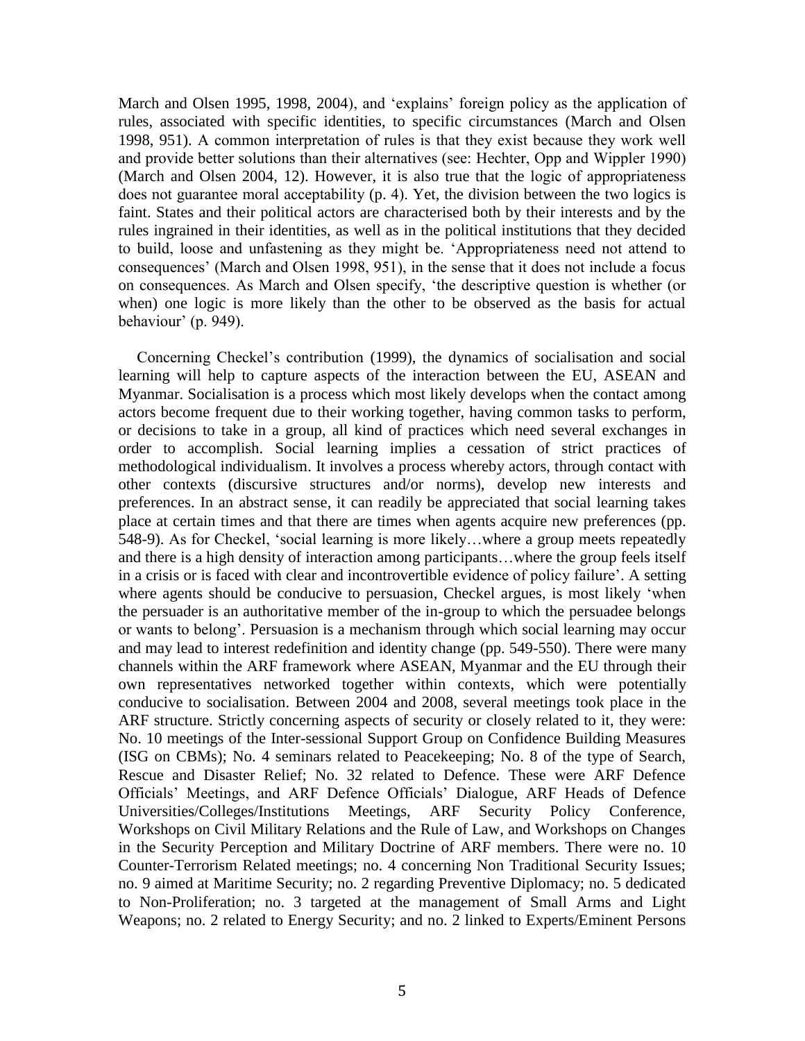March and Olsen 1995, 1998, 2004), and 'explains' foreign policy as the application of rules, associated with specific identities, to specific circumstances (March and Olsen 1998, 951). A common interpretation of rules is that they exist because they work well and provide better solutions than their alternatives (see: Hechter, Opp and Wippler 1990) (March and Olsen 2004, 12). However, it is also true that the logic of appropriateness does not guarantee moral acceptability (p. 4). Yet, the division between the two logics is faint. States and their political actors are characterised both by their interests and by the rules ingrained in their identities, as well as in the political institutions that they decided to build, loose and unfastening as they might be. 'Appropriateness need not attend to consequences' (March and Olsen 1998, 951), in the sense that it does not include a focus on consequences. As March and Olsen specify, 'the descriptive question is whether (or when) one logic is more likely than the other to be observed as the basis for actual behaviour' (p. 949).

Concerning Checkel's contribution (1999), the dynamics of socialisation and social learning will help to capture aspects of the interaction between the EU, ASEAN and Myanmar. Socialisation is a process which most likely develops when the contact among actors become frequent due to their working together, having common tasks to perform, or decisions to take in a group, all kind of practices which need several exchanges in order to accomplish. Social learning implies a cessation of strict practices of methodological individualism. It involves a process whereby actors, through contact with other contexts (discursive structures and/or norms), develop new interests and preferences. In an abstract sense, it can readily be appreciated that social learning takes place at certain times and that there are times when agents acquire new preferences (pp. 548-9). As for Checkel, 'social learning is more likely…where a group meets repeatedly and there is a high density of interaction among participants…where the group feels itself in a crisis or is faced with clear and incontrovertible evidence of policy failure'. A setting where agents should be conducive to persuasion, Checkel argues, is most likely 'when the persuader is an authoritative member of the in-group to which the persuadee belongs or wants to belong'. Persuasion is a mechanism through which social learning may occur and may lead to interest redefinition and identity change (pp. 549-550). There were many channels within the ARF framework where ASEAN, Myanmar and the EU through their own representatives networked together within contexts, which were potentially conducive to socialisation. Between 2004 and 2008, several meetings took place in the ARF structure. Strictly concerning aspects of security or closely related to it, they were: No. 10 meetings of the Inter-sessional Support Group on Confidence Building Measures (ISG on CBMs); No. 4 seminars related to Peacekeeping; No. 8 of the type of Search, Rescue and Disaster Relief; No. 32 related to Defence. These were ARF Defence Officials' Meetings, and ARF Defence Officials' Dialogue, ARF Heads of Defence Universities/Colleges/Institutions Meetings, ARF Security Policy Conference, Workshops on Civil Military Relations and the Rule of Law, and Workshops on Changes in the Security Perception and Military Doctrine of ARF members. There were no. 10 Counter-Terrorism Related meetings; no. 4 concerning Non Traditional Security Issues; no. 9 aimed at Maritime Security; no. 2 regarding Preventive Diplomacy; no. 5 dedicated to Non-Proliferation; no. 3 targeted at the management of Small Arms and Light Weapons; no. 2 related to Energy Security; and no. 2 linked to Experts/Eminent Persons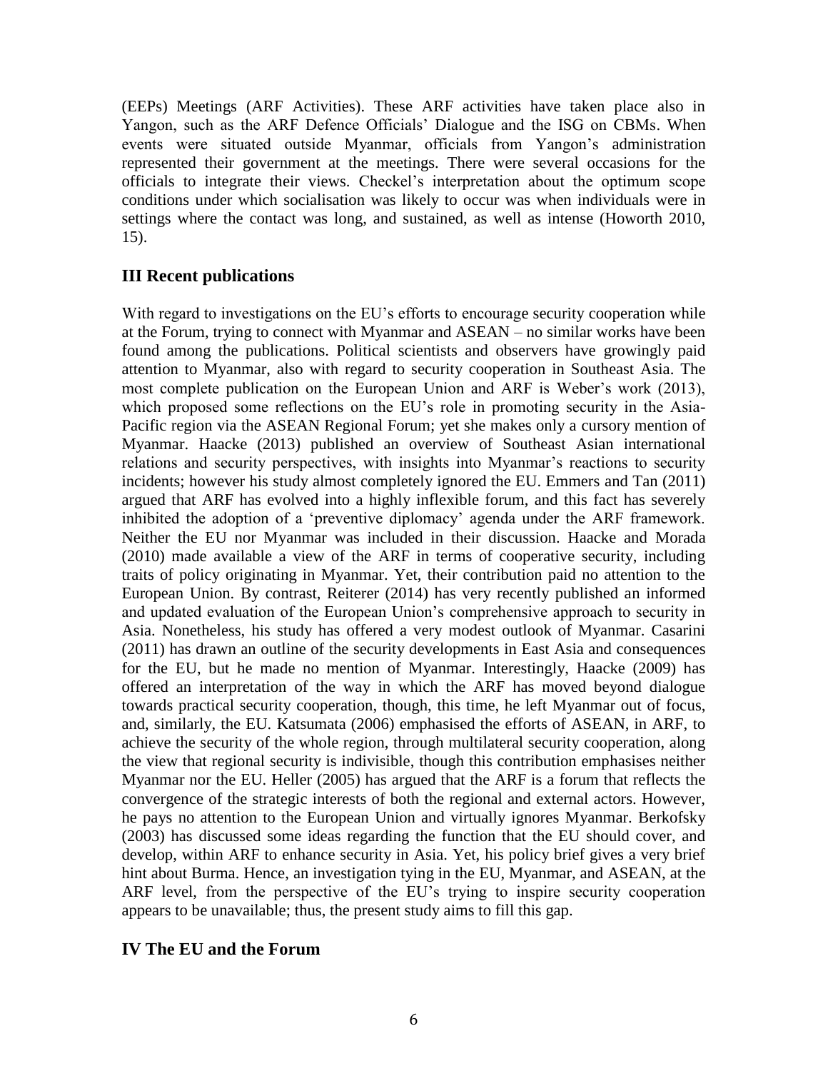(EEPs) Meetings (ARF Activities). These ARF activities have taken place also in Yangon, such as the ARF Defence Officials' Dialogue and the ISG on CBMs. When events were situated outside Myanmar, officials from Yangon's administration represented their government at the meetings. There were several occasions for the officials to integrate their views. Checkel's interpretation about the optimum scope conditions under which socialisation was likely to occur was when individuals were in settings where the contact was long, and sustained, as well as intense (Howorth 2010, 15).

## III Recent publications

With regard to investigations on the EU's efforts to encourage security cooperation while at the Forum, trying to connect with Myanmar and ASEAN – no similar works have been found among the publications. Political scientists and observers have growingly paid attention to Myanmar, also with regard to security cooperation in Southeast Asia. The most complete publication on the European Union and ARF is Weber's work (2013), which proposed some reflections on the EU's role in promoting security in the Asia-Pacific region via the ASEAN Regional Forum; yet she makes only a cursory mention of Myanmar. Haacke (2013) published an overview of Southeast Asian international relations and security perspectives, with insights into Myanmar's reactions to security incidents; however his study almost completely ignored the EU. Emmers and Tan (2011) argued that ARF has evolved into a highly inflexible forum, and this fact has severely inhibited the adoption of a 'preventive diplomacy' agenda under the ARF framework. Neither the EU nor Myanmar was included in their discussion. Haacke and Morada (2010) made available a view of the ARF in terms of cooperative security, including traits of policy originating in Myanmar. Yet, their contribution paid no attention to the European Union. By contrast, Reiterer (2014) has very recently published an informed and updated evaluation of the European Union's comprehensive approach to security in Asia. Nonetheless, his study has offered a very modest outlook of Myanmar. Casarini (2011) has drawn an outline of the security developments in East Asia and consequences for the EU, but he made no mention of Myanmar. Interestingly, Haacke (2009) has offered an interpretation of the way in which the ARF has moved beyond dialogue towards practical security cooperation, though, this time, he left Myanmar out of focus, and, similarly, the EU. Katsumata (2006) emphasised the efforts of ASEAN, in ARF, to achieve the security of the whole region, through multilateral security cooperation, along the view that regional security is indivisible, though this contribution emphasises neither Myanmar nor the EU. Heller (2005) has argued that the ARF is a forum that reflects the convergence of the strategic interests of both the regional and external actors. However, he pays no attention to the European Union and virtually ignores Myanmar. Berkofsky (2003) has discussed some ideas regarding the function that the EU should cover, and develop, within ARF to enhance security in Asia. Yet, his policy brief gives a very brief hint about Burma. Hence, an investigation tying in the EU, Myanmar, and ASEAN, at the ARF level, from the perspective of the EU's trying to inspire security cooperation appears to be unavailable; thus, the present study aims to fill this gap.

## IV The EU and the Forum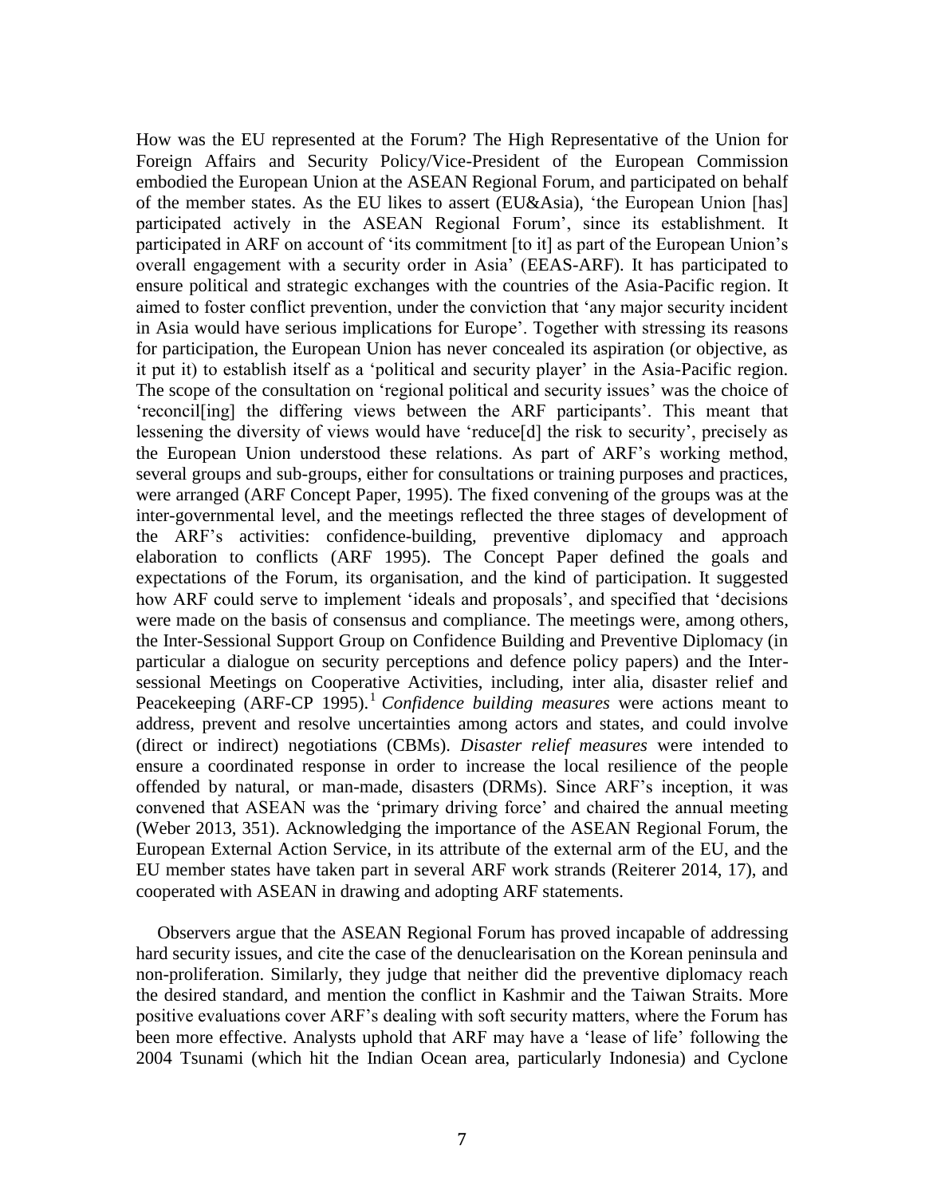How was the EU represented at the Forum? The High Representative of the Union for Foreign Affairs and Security Policy/Vice-President of the European Commission embodied the European Union at the ASEAN Regional Forum, and participated on behalf of the member states. As the EU likes to assert (EU&Asia), 'the European Union [has] participated actively in the ASEAN Regional Forum', since its establishment. It participated in ARF on account of 'its commitment [to it] as part of the European Union's overall engagement with a security order in Asia' (EEAS-ARF). It has participated to ensure political and strategic exchanges with the countries of the Asia-Pacific region. It aimed to foster conflict prevention, under the conviction that 'any major security incident in Asia would have serious implications for Europe'. Together with stressing its reasons for participation, the European Union has never concealed its aspiration (or objective, as it put it) to establish itself as a 'political and security player' in the Asia-Pacific region. The scope of the consultation on 'regional political and security issues' was the choice of 'reconcil[ing] the differing views between the ARF participants'. This meant that lessening the diversity of views would have 'reduce[d] the risk to security', precisely as the European Union understood these relations. As part of ARF's working method, several groups and sub-groups, either for consultations or training purposes and practices, were arranged (ARF Concept Paper, 1995). The fixed convening of the groups was at the inter-governmental level, and the meetings reflected the three stages of development of the ARF's activities: confidence-building, preventive diplomacy and approach elaboration to conflicts (ARF 1995). The Concept Paper defined the goals and expectations of the Forum, its organisation, and the kind of participation. It suggested how ARF could serve to implement 'ideals and proposals', and specified that 'decisions were made on the basis of consensus and compliance. The meetings were, among others, the Inter-Sessional Support Group on Confidence Building and Preventive Diplomacy (in particular a dialogue on security perceptions and defence policy papers) and the Inter-sessional Meetings on Cooperative Activities, including, inter alia, disaster relief and Peacekeeping (ARF-CP 1995).[1] *Confidence building measures* were actions meant to address, prevent and resolve uncertainties among actors and states, and could involve (direct or indirect) negotiations (CBMs). *Disaster relief measures* were intended to ensure a coordinated response in order to increase the local resilience of the people offended by natural, or man-made, disasters (DRMs). Since ARF's inception, it was convened that ASEAN was the 'primary driving force' and chaired the annual meeting (Weber 2013, 351). Acknowledging the importance of the ASEAN Regional Forum, the European External Action Service, in its attribute of the external arm of the EU, and the EU member states have taken part in several ARF work strands (Reiterer 2014, 17), and cooperated with ASEAN in drawing and adopting ARF statements.

Observers argue that the ASEAN Regional Forum has proved incapable of addressing hard security issues, and cite the case of the denuclearisation on the Korean peninsula and non-proliferation. Similarly, they judge that neither did the preventive diplomacy reach the desired standard, and mention the conflict in Kashmir and the Taiwan Straits. More positive evaluations cover ARF's dealing with soft security matters, where the Forum has been more effective. Analysts uphold that ARF may have a 'lease of life' following the 2004 Tsunami (which hit the Indian Ocean area, particularly Indonesia) and Cyclone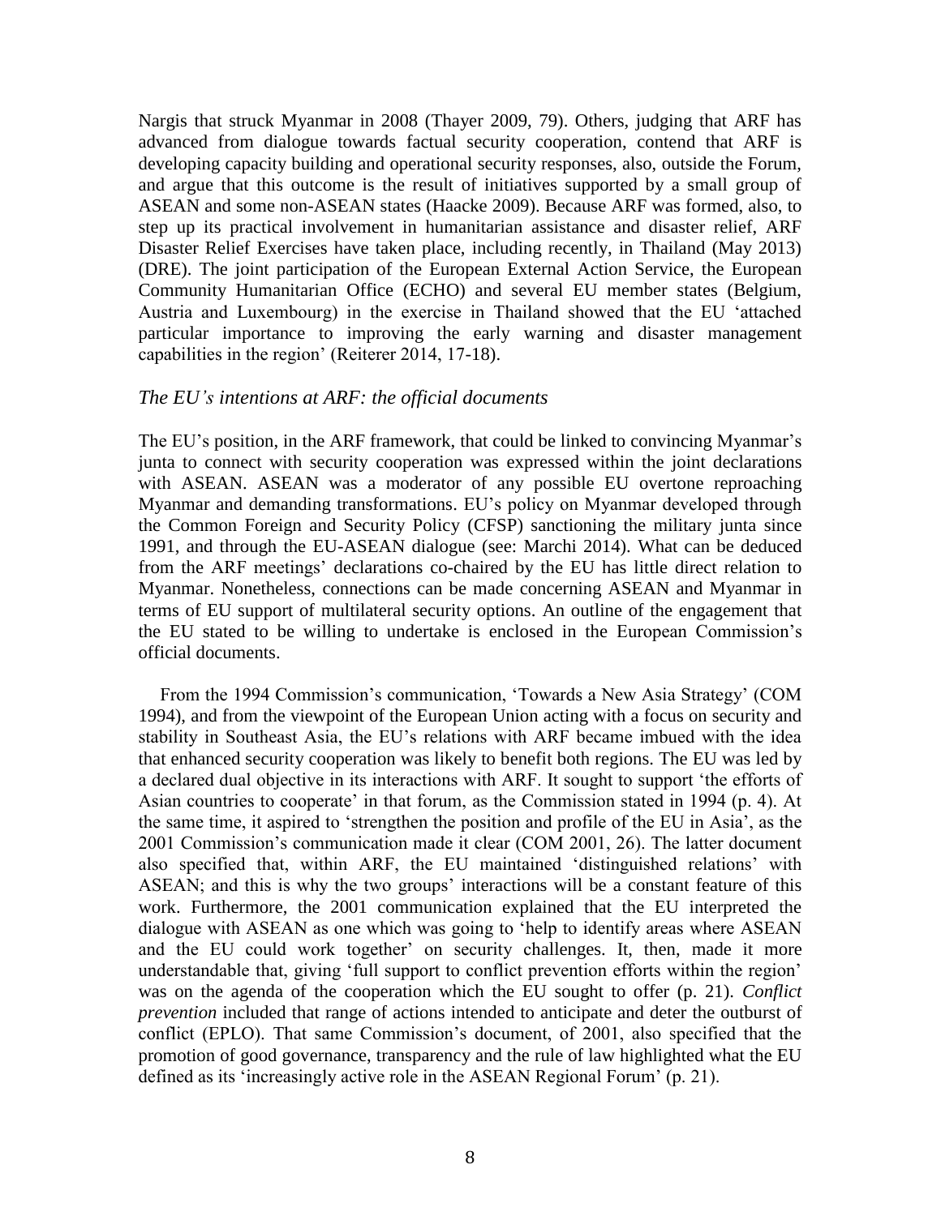Nargis that struck Myanmar in 2008 (Thayer 2009, 79). Others, judging that ARF has advanced from dialogue towards factual security cooperation, contend that ARF is developing capacity building and operational security responses, also, outside the Forum, and argue that this outcome is the result of initiatives supported by a small group of ASEAN and some non-ASEAN states (Haacke 2009). Because ARF was formed, also, to step up its practical involvement in humanitarian assistance and disaster relief, ARF Disaster Relief Exercises have taken place, including recently, in Thailand (May 2013) (DRE). The joint participation of the European External Action Service, the European Community Humanitarian Office (ECHO) and several EU member states (Belgium, Austria and Luxembourg) in the exercise in Thailand showed that the EU 'attached particular importance to improving the early warning and disaster management capabilities in the region' (Reiterer 2014, 17-18).

### *The EU's intentions at ARF: the official documents*

The EU's position, in the ARF framework, that could be linked to convincing Myanmar's junta to connect with security cooperation was expressed within the joint declarations with ASEAN. ASEAN was a moderator of any possible EU overtone reproaching Myanmar and demanding transformations. EU's policy on Myanmar developed through the Common Foreign and Security Policy (CFSP) sanctioning the military junta since 1991, and through the EU-ASEAN dialogue (see: Marchi 2014). What can be deduced from the ARF meetings' declarations co-chaired by the EU has little direct relation to Myanmar. Nonetheless, connections can be made concerning ASEAN and Myanmar in terms of EU support of multilateral security options. An outline of the engagement that the EU stated to be willing to undertake is enclosed in the European Commission's official documents.

From the 1994 Commission's communication, 'Towards a New Asia Strategy' (COM 1994), and from the viewpoint of the European Union acting with a focus on security and stability in Southeast Asia, the EU's relations with ARF became imbued with the idea that enhanced security cooperation was likely to benefit both regions. The EU was led by a declared dual objective in its interactions with ARF. It sought to support 'the efforts of Asian countries to cooperate' in that forum, as the Commission stated in 1994 (p. 4). At the same time, it aspired to 'strengthen the position and profile of the EU in Asia', as the 2001 Commission's communication made it clear (COM 2001, 26). The latter document also specified that, within ARF, the EU maintained 'distinguished relations' with ASEAN; and this is why the two groups' interactions will be a constant feature of this work. Furthermore, the 2001 communication explained that the EU interpreted the dialogue with ASEAN as one which was going to 'help to identify areas where ASEAN and the EU could work together' on security challenges. It, then, made it more understandable that, giving 'full support to conflict prevention efforts within the region' was on the agenda of the cooperation which the EU sought to offer (p. 21). *Conflict prevention* included that range of actions intended to anticipate and deter the outburst of conflict (EPLO). That same Commission's document, of 2001, also specified that the promotion of good governance, transparency and the rule of law highlighted what the EU defined as its 'increasingly active role in the ASEAN Regional Forum' (p. 21).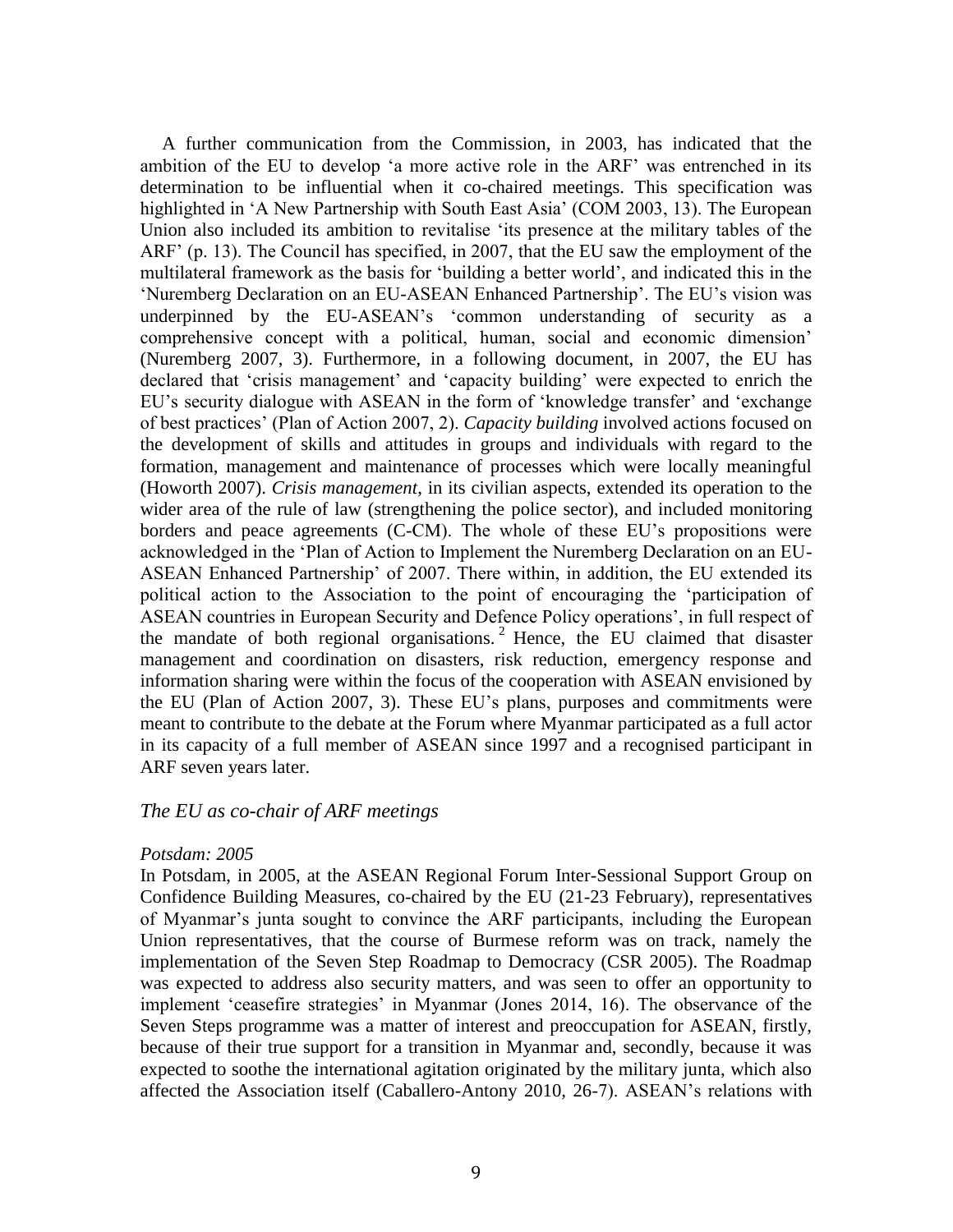A further communication from the Commission, in 2003, has indicated that the ambition of the EU to develop 'a more active role in the ARF' was entrenched in its determination to be influential when it co-chaired meetings. This specification was highlighted in 'A New Partnership with South East Asia' (COM 2003, 13). The European Union also included its ambition to revitalise 'its presence at the military tables of the ARF' (p. 13). The Council has specified, in 2007, that the EU saw the employment of the multilateral framework as the basis for 'building a better world', and indicated this in the 'Nuremberg Declaration on an EU-ASEAN Enhanced Partnership'. The EU's vision was underpinned by the EU-ASEAN's 'common understanding of security as a comprehensive concept with a political, human, social and economic dimension' (Nuremberg 2007, 3). Furthermore, in a following document, in 2007, the EU has declared that 'crisis management' and 'capacity building' were expected to enrich the EU's security dialogue with ASEAN in the form of 'knowledge transfer' and 'exchange of best practices' (Plan of Action 2007, 2). *Capacity building* involved actions focused on the development of skills and attitudes in groups and individuals with regard to the formation, management and maintenance of processes which were locally meaningful (Howorth 2007). *Crisis management*, in its civilian aspects, extended its operation to the wider area of the rule of law (strengthening the police sector), and included monitoring borders and peace agreements (C-CM). The whole of these EU's propositions were acknowledged in the 'Plan of Action to Implement the Nuremberg Declaration on an EU-ASEAN Enhanced Partnership' of 2007. There within, in addition, the EU extended its political action to the Association to the point of encouraging the 'participation of ASEAN countries in European Security and Defence Policy operations', in full respect of the mandate of both regional organisations.[2] Hence, the EU claimed that disaster management and coordination on disasters, risk reduction, emergency response and information sharing were within the focus of the cooperation with ASEAN envisioned by the EU (Plan of Action 2007, 3). These EU's plans, purposes and commitments were meant to contribute to the debate at the Forum where Myanmar participated as a full actor in its capacity of a full member of ASEAN since 1997 and a recognised participant in ARF seven years later.

### *The EU as co-chair of ARF meetings*

#### *Potsdam: 2005*

In Potsdam, in 2005, at the ASEAN Regional Forum Inter-Sessional Support Group on Confidence Building Measures, co-chaired by the EU (21-23 February), representatives of Myanmar's junta sought to convince the ARF participants, including the European Union representatives, that the course of Burmese reform was on track, namely the implementation of the Seven Step Roadmap to Democracy (CSR 2005). The Roadmap was expected to address also security matters, and was seen to offer an opportunity to implement 'ceasefire strategies' in Myanmar (Jones 2014, 16). The observance of the Seven Steps programme was a matter of interest and preoccupation for ASEAN, firstly, because of their true support for a transition in Myanmar and, secondly, because it was expected to soothe the international agitation originated by the military junta, which also affected the Association itself (Caballero-Antony 2010, 26-7). ASEAN's relations with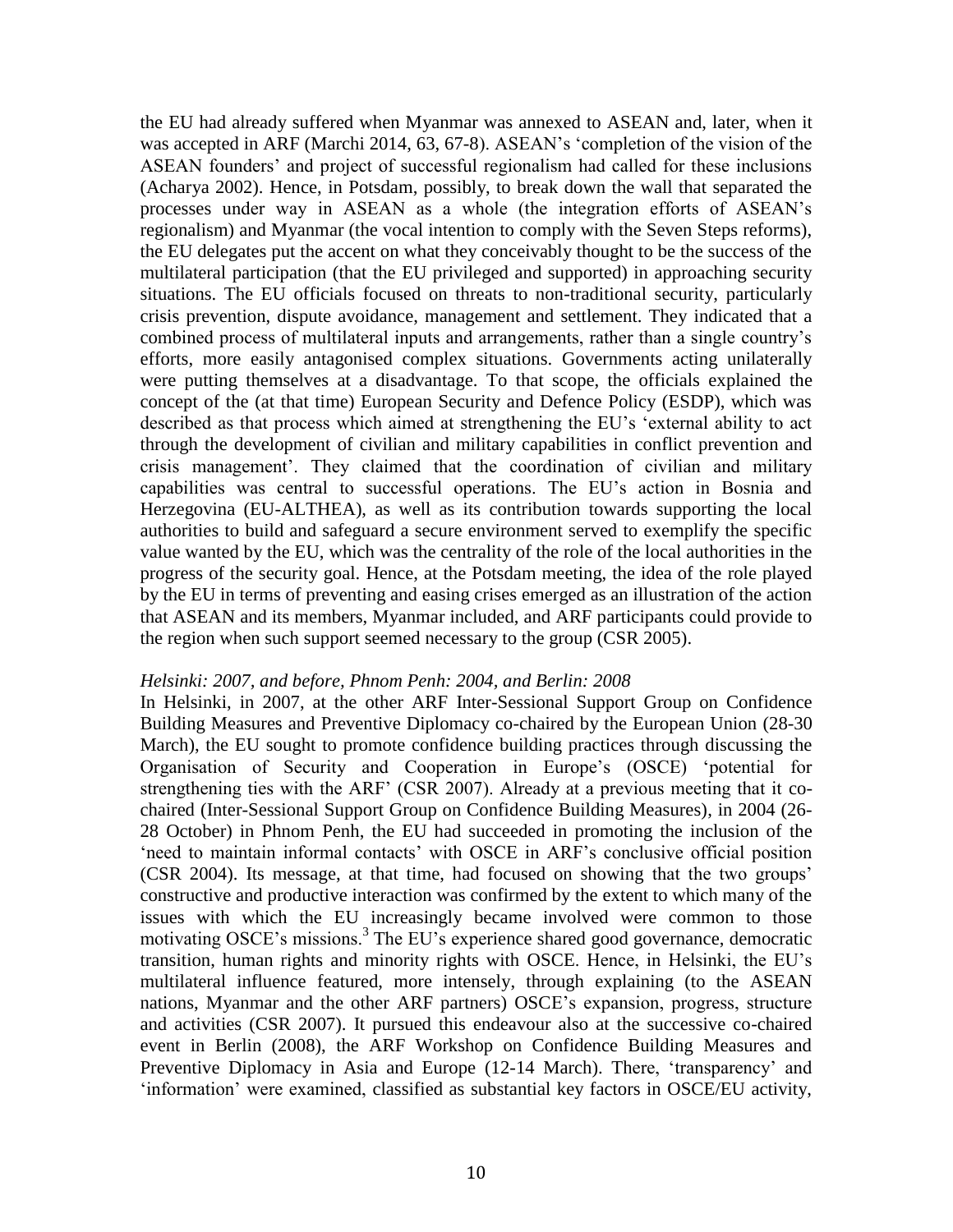the EU had already suffered when Myanmar was annexed to ASEAN and, later, when it was accepted in ARF (Marchi 2014, 63, 67-8). ASEAN's 'completion of the vision of the ASEAN founders' and project of successful regionalism had called for these inclusions (Acharya 2002). Hence, in Potsdam, possibly, to break down the wall that separated the processes under way in ASEAN as a whole (the integration efforts of ASEAN's regionalism) and Myanmar (the vocal intention to comply with the Seven Steps reforms), the EU delegates put the accent on what they conceivably thought to be the success of the multilateral participation (that the EU privileged and supported) in approaching security situations. The EU officials focused on threats to non-traditional security, particularly crisis prevention, dispute avoidance, management and settlement. They indicated that a combined process of multilateral inputs and arrangements, rather than a single country's efforts, more easily antagonised complex situations. Governments acting unilaterally were putting themselves at a disadvantage. To that scope, the officials explained the concept of the (at that time) European Security and Defence Policy (ESDP), which was described as that process which aimed at strengthening the EU's 'external ability to act through the development of civilian and military capabilities in conflict prevention and crisis management'. They claimed that the coordination of civilian and military capabilities was central to successful operations. The EU's action in Bosnia and Herzegovina (EU-ALTHEA), as well as its contribution towards supporting the local authorities to build and safeguard a secure environment served to exemplify the specific value wanted by the EU, which was the centrality of the role of the local authorities in the progress of the security goal. Hence, at the Potsdam meeting, the idea of the role played by the EU in terms of preventing and easing crises emerged as an illustration of the action that ASEAN and its members, Myanmar included, and ARF participants could provide to the region when such support seemed necessary to the group (CSR 2005).

*Helsinki: 2007, and before, Phnom Penh: 2004, and Berlin: 2008*

In Helsinki, in 2007, at the other ARF Inter-Sessional Support Group on Confidence Building Measures and Preventive Diplomacy co-chaired by the European Union (28-30 March), the EU sought to promote confidence building practices through discussing the Organisation of Security and Cooperation in Europe's (OSCE) 'potential for strengthening ties with the ARF' (CSR 2007). Already at a previous meeting that it co-chaired (Inter-Sessional Support Group on Confidence Building Measures), in 2004 (26-28 October) in Phnom Penh, the EU had succeeded in promoting the inclusion of the 'need to maintain informal contacts' with OSCE in ARF's conclusive official position (CSR 2004). Its message, at that time, had focused on showing that the two groups' constructive and productive interaction was confirmed by the extent to which many of the issues with which the EU increasingly became involved were common to those motivating OSCE's missions.[3] The EU's experience shared good governance, democratic transition, human rights and minority rights with OSCE. Hence, in Helsinki, the EU's multilateral influence featured, more intensely, through explaining (to the ASEAN nations, Myanmar and the other ARF partners) OSCE's expansion, progress, structure and activities (CSR 2007). It pursued this endeavour also at the successive co-chaired event in Berlin (2008), the ARF Workshop on Confidence Building Measures and Preventive Diplomacy in Asia and Europe (12-14 March). There, 'transparency' and 'information' were examined, classified as substantial key factors in OSCE/EU activity,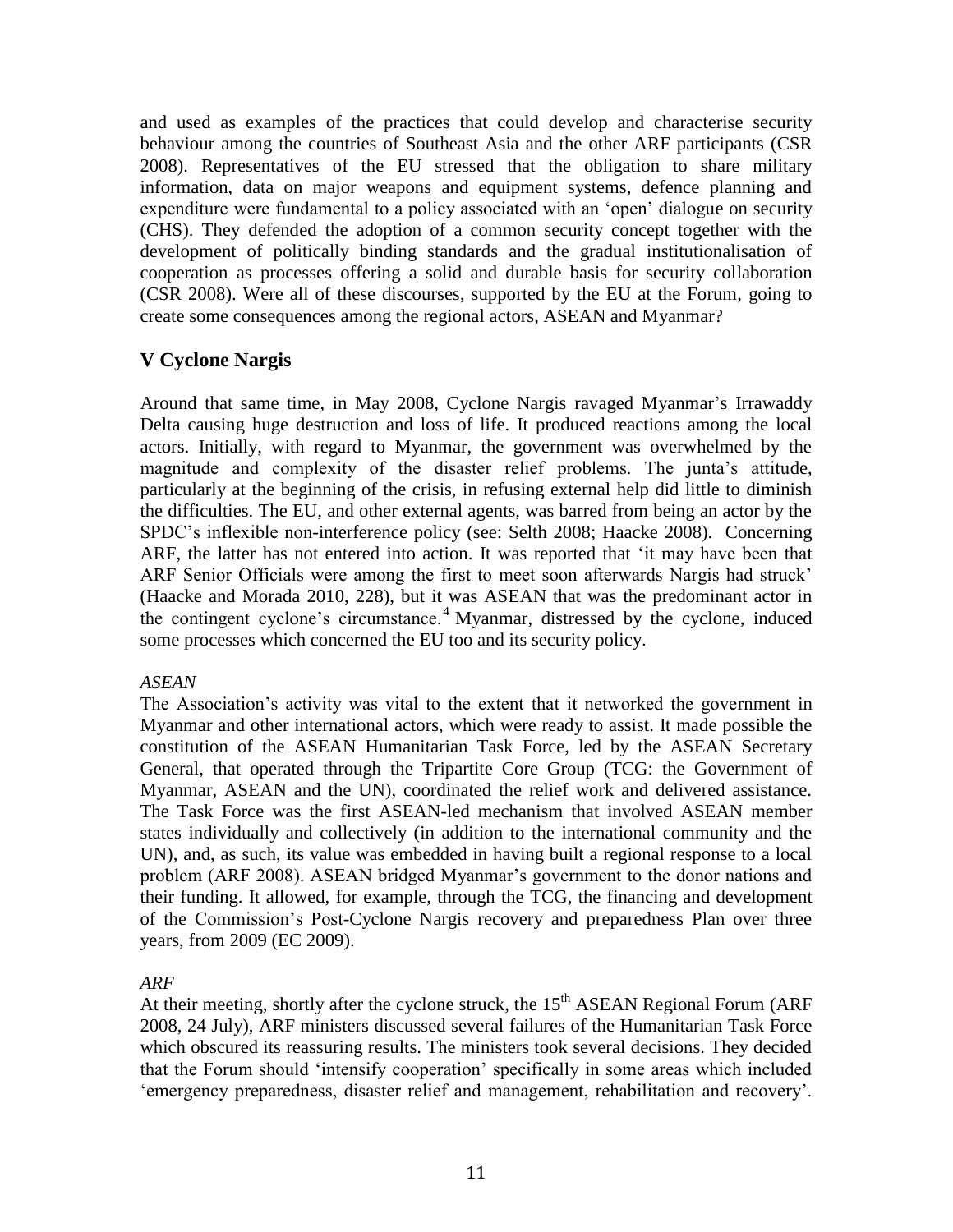and used as examples of the practices that could develop and characterise security behaviour among the countries of Southeast Asia and the other ARF participants (CSR 2008). Representatives of the EU stressed that the obligation to share military information, data on major weapons and equipment systems, defence planning and expenditure were fundamental to a policy associated with an 'open' dialogue on security (CHS). They defended the adoption of a common security concept together with the development of politically binding standards and the gradual institutionalisation of cooperation as processes offering a solid and durable basis for security collaboration (CSR 2008). Were all of these discourses, supported by the EU at the Forum, going to create some consequences among the regional actors, ASEAN and Myanmar?

## V Cyclone Nargis

Around that same time, in May 2008, Cyclone Nargis ravaged Myanmar's Irrawaddy Delta causing huge destruction and loss of life. It produced reactions among the local actors. Initially, with regard to Myanmar, the government was overwhelmed by the magnitude and complexity of the disaster relief problems. The junta's attitude, particularly at the beginning of the crisis, in refusing external help did little to diminish the difficulties. The EU, and other external agents, was barred from being an actor by the SPDC's inflexible non-interference policy (see: Selth 2008; Haacke 2008). Concerning ARF, the latter has not entered into action. It was reported that 'it may have been that ARF Senior Officials were among the first to meet soon afterwards Nargis had struck' (Haacke and Morada 2010, 228), but it was ASEAN that was the predominant actor in the contingent cyclone's circumstance.[4] Myanmar, distressed by the cyclone, induced some processes which concerned the EU too and its security policy.

*ASEAN*

The Association's activity was vital to the extent that it networked the government in Myanmar and other international actors, which were ready to assist. It made possible the constitution of the ASEAN Humanitarian Task Force, led by the ASEAN Secretary General, that operated through the Tripartite Core Group (TCG: the Government of Myanmar, ASEAN and the UN), coordinated the relief work and delivered assistance. The Task Force was the first ASEAN-led mechanism that involved ASEAN member states individually and collectively (in addition to the international community and the UN), and, as such, its value was embedded in having built a regional response to a local problem (ARF 2008). ASEAN bridged Myanmar's government to the donor nations and their funding. It allowed, for example, through the TCG, the financing and development of the Commission's Post-Cyclone Nargis recovery and preparedness Plan over three years, from 2009 (EC 2009).

*ARF*

At their meeting, shortly after the cyclone struck, the 15th ASEAN Regional Forum (ARF 2008, 24 July), ARF ministers discussed several failures of the Humanitarian Task Force which obscured its reassuring results. The ministers took several decisions. They decided that the Forum should 'intensify cooperation' specifically in some areas which included 'emergency preparedness, disaster relief and management, rehabilitation and recovery'.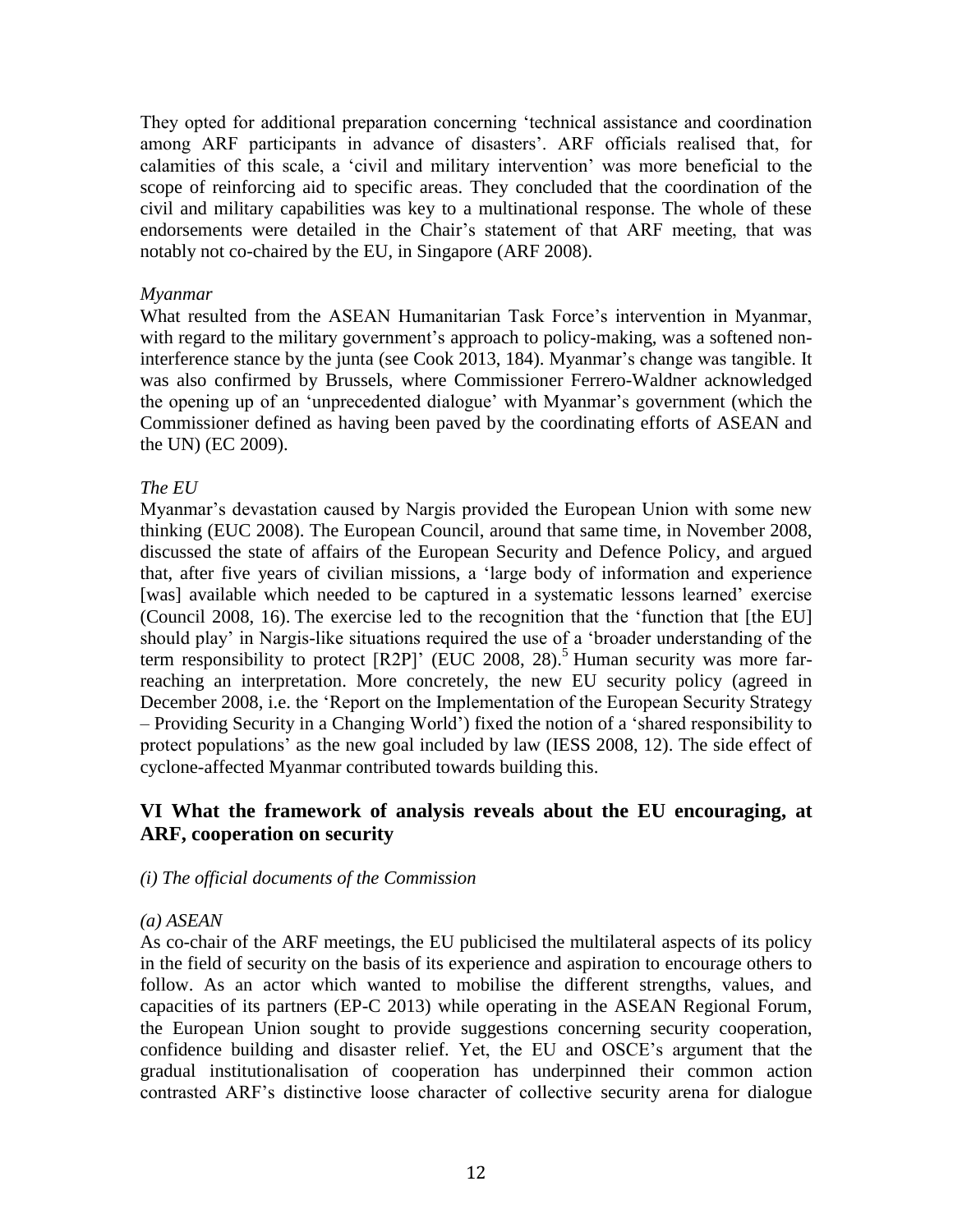They opted for additional preparation concerning 'technical assistance and coordination among ARF participants in advance of disasters'. ARF officials realised that, for calamities of this scale, a 'civil and military intervention' was more beneficial to the scope of reinforcing aid to specific areas. They concluded that the coordination of the civil and military capabilities was key to a multinational response. The whole of these endorsements were detailed in the Chair's statement of that ARF meeting, that was notably not co-chaired by the EU, in Singapore (ARF 2008).

*Myanmar*

What resulted from the ASEAN Humanitarian Task Force's intervention in Myanmar, with regard to the military government's approach to policy-making, was a softened non-interference stance by the junta (see Cook 2013, 184). Myanmar's change was tangible. It was also confirmed by Brussels, where Commissioner Ferrero-Waldner acknowledged the opening up of an 'unprecedented dialogue' with Myanmar's government (which the Commissioner defined as having been paved by the coordinating efforts of ASEAN and the UN) (EC 2009).

*The EU*

Myanmar's devastation caused by Nargis provided the European Union with some new thinking (EUC 2008). The European Council, around that same time, in November 2008, discussed the state of affairs of the European Security and Defence Policy, and argued that, after five years of civilian missions, a 'large body of information and experience [was] available which needed to be captured in a systematic lessons learned' exercise (Council 2008, 16). The exercise led to the recognition that the 'function that [the EU] should play' in Nargis-like situations required the use of a 'broader understanding of the term responsibility to protect [R2P]' (EUC 2008, 28).[5] Human security was more far-reaching an interpretation. More concretely, the new EU security policy (agreed in December 2008, i.e. the 'Report on the Implementation of the European Security Strategy – Providing Security in a Changing World') fixed the notion of a 'shared responsibility to protect populations' as the new goal included by law (IESS 2008, 12). The side effect of cyclone-affected Myanmar contributed towards building this.

## VI What the framework of analysis reveals about the EU encouraging, at ARF, cooperation on security

*(i) The official documents of the Commission*

*(a) ASEAN*

As co-chair of the ARF meetings, the EU publicised the multilateral aspects of its policy in the field of security on the basis of its experience and aspiration to encourage others to follow. As an actor which wanted to mobilise the different strengths, values, and capacities of its partners (EP-C 2013) while operating in the ASEAN Regional Forum, the European Union sought to provide suggestions concerning security cooperation, confidence building and disaster relief. Yet, the EU and OSCE's argument that the gradual institutionalisation of cooperation has underpinned their common action contrasted ARF's distinctive loose character of collective security arena for dialogue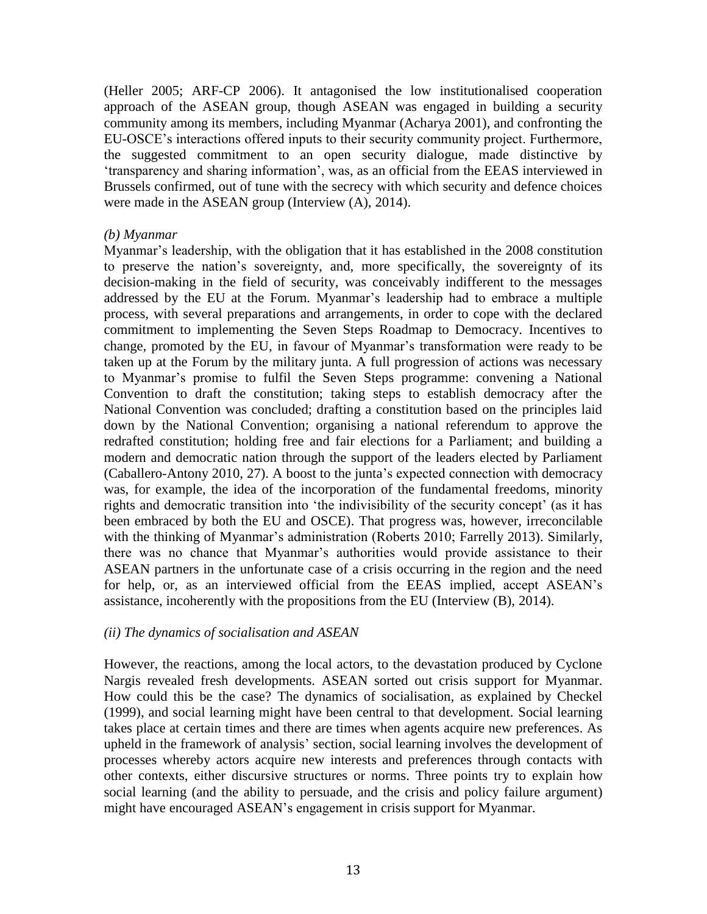(Heller 2005; ARF-CP 2006). It antagonised the low institutionalised cooperation approach of the ASEAN group, though ASEAN was engaged in building a security community among its members, including Myanmar (Acharya 2001), and confronting the EU-OSCE's interactions offered inputs to their security community project. Furthermore, the suggested commitment to an open security dialogue, made distinctive by 'transparency and sharing information', was, as an official from the EEAS interviewed in Brussels confirmed, out of tune with the secrecy with which security and defence choices were made in the ASEAN group (Interview (A), 2014).

*(b) Myanmar*

Myanmar's leadership, with the obligation that it has established in the 2008 constitution to preserve the nation's sovereignty, and, more specifically, the sovereignty of its decision-making in the field of security, was conceivably indifferent to the messages addressed by the EU at the Forum. Myanmar's leadership had to embrace a multiple process, with several preparations and arrangements, in order to cope with the declared commitment to implementing the Seven Steps Roadmap to Democracy. Incentives to change, promoted by the EU, in favour of Myanmar's transformation were ready to be taken up at the Forum by the military junta. A full progression of actions was necessary to Myanmar's promise to fulfil the Seven Steps programme: convening a National Convention to draft the constitution; taking steps to establish democracy after the National Convention was concluded; drafting a constitution based on the principles laid down by the National Convention; organising a national referendum to approve the redrafted constitution; holding free and fair elections for a Parliament; and building a modern and democratic nation through the support of the leaders elected by Parliament (Caballero-Antony 2010, 27). A boost to the junta's expected connection with democracy was, for example, the idea of the incorporation of the fundamental freedoms, minority rights and democratic transition into 'the indivisibility of the security concept' (as it has been embraced by both the EU and OSCE). That progress was, however, irreconcilable with the thinking of Myanmar's administration (Roberts 2010; Farrelly 2013). Similarly, there was no chance that Myanmar's authorities would provide assistance to their ASEAN partners in the unfortunate case of a crisis occurring in the region and the need for help, or, as an interviewed official from the EEAS implied, accept ASEAN's assistance, incoherently with the propositions from the EU (Interview (B), 2014).

*(ii) The dynamics of socialisation and ASEAN*

However, the reactions, among the local actors, to the devastation produced by Cyclone Nargis revealed fresh developments. ASEAN sorted out crisis support for Myanmar. How could this be the case? The dynamics of socialisation, as explained by Checkel (1999), and social learning might have been central to that development. Social learning takes place at certain times and there are times when agents acquire new preferences. As upheld in the framework of analysis' section, social learning involves the development of processes whereby actors acquire new interests and preferences through contacts with other contexts, either discursive structures or norms. Three points try to explain how social learning (and the ability to persuade, and the crisis and policy failure argument) might have encouraged ASEAN's engagement in crisis support for Myanmar.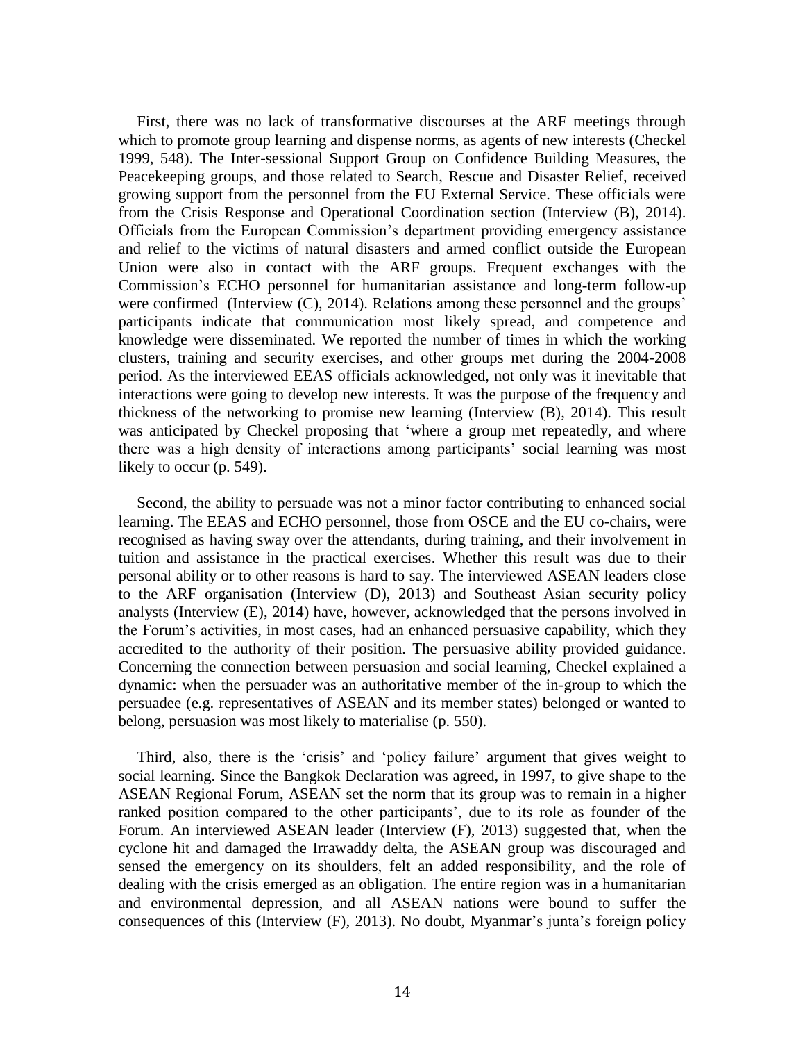First, there was no lack of transformative discourses at the ARF meetings through which to promote group learning and dispense norms, as agents of new interests (Checkel 1999, 548). The Inter-sessional Support Group on Confidence Building Measures, the Peacekeeping groups, and those related to Search, Rescue and Disaster Relief, received growing support from the personnel from the EU External Service. These officials were from the Crisis Response and Operational Coordination section (Interview (B), 2014). Officials from the European Commission's department providing emergency assistance and relief to the victims of natural disasters and armed conflict outside the European Union were also in contact with the ARF groups. Frequent exchanges with the Commission's ECHO personnel for humanitarian assistance and long-term follow-up were confirmed (Interview (C), 2014). Relations among these personnel and the groups' participants indicate that communication most likely spread, and competence and knowledge were disseminated. We reported the number of times in which the working clusters, training and security exercises, and other groups met during the 2004-2008 period. As the interviewed EEAS officials acknowledged, not only was it inevitable that interactions were going to develop new interests. It was the purpose of the frequency and thickness of the networking to promise new learning (Interview (B), 2014). This result was anticipated by Checkel proposing that 'where a group met repeatedly, and where there was a high density of interactions among participants' social learning was most likely to occur (p. 549).

Second, the ability to persuade was not a minor factor contributing to enhanced social learning. The EEAS and ECHO personnel, those from OSCE and the EU co-chairs, were recognised as having sway over the attendants, during training, and their involvement in tuition and assistance in the practical exercises. Whether this result was due to their personal ability or to other reasons is hard to say. The interviewed ASEAN leaders close to the ARF organisation (Interview (D), 2013) and Southeast Asian security policy analysts (Interview (E), 2014) have, however, acknowledged that the persons involved in the Forum's activities, in most cases, had an enhanced persuasive capability, which they accredited to the authority of their position. The persuasive ability provided guidance. Concerning the connection between persuasion and social learning, Checkel explained a dynamic: when the persuader was an authoritative member of the in-group to which the persuadee (e.g. representatives of ASEAN and its member states) belonged or wanted to belong, persuasion was most likely to materialise (p. 550).

Third, also, there is the 'crisis' and 'policy failure' argument that gives weight to social learning. Since the Bangkok Declaration was agreed, in 1997, to give shape to the ASEAN Regional Forum, ASEAN set the norm that its group was to remain in a higher ranked position compared to the other participants', due to its role as founder of the Forum. An interviewed ASEAN leader (Interview (F), 2013) suggested that, when the cyclone hit and damaged the Irrawaddy delta, the ASEAN group was discouraged and sensed the emergency on its shoulders, felt an added responsibility, and the role of dealing with the crisis emerged as an obligation. The entire region was in a humanitarian and environmental depression, and all ASEAN nations were bound to suffer the consequences of this (Interview (F), 2013). No doubt, Myanmar's junta's foreign policy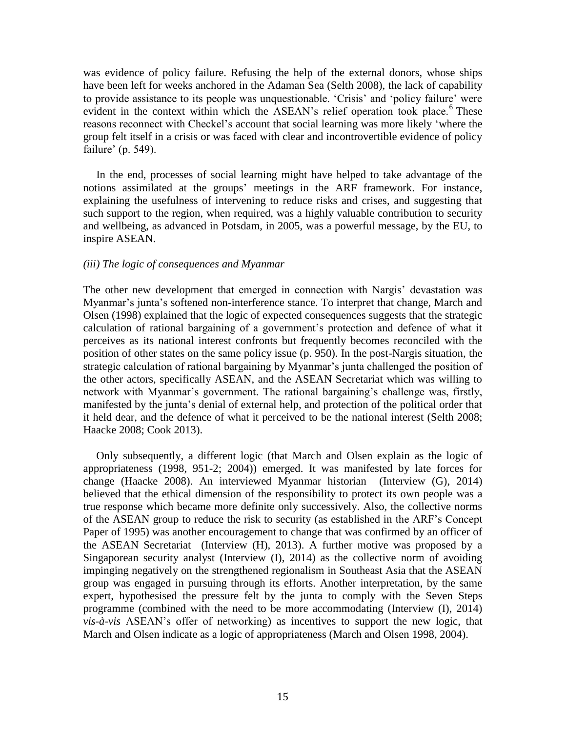was evidence of policy failure. Refusing the help of the external donors, whose ships have been left for weeks anchored in the Adaman Sea (Selth 2008), the lack of capability to provide assistance to its people was unquestionable. 'Crisis' and 'policy failure' were evident in the context within which the ASEAN's relief operation took place.[6] These reasons reconnect with Checkel's account that social learning was more likely 'where the group felt itself in a crisis or was faced with clear and incontrovertible evidence of policy failure' (p. 549).

In the end, processes of social learning might have helped to take advantage of the notions assimilated at the groups' meetings in the ARF framework. For instance, explaining the usefulness of intervening to reduce risks and crises, and suggesting that such support to the region, when required, was a highly valuable contribution to security and wellbeing, as advanced in Potsdam, in 2005, was a powerful message, by the EU, to inspire ASEAN.

*(iii) The logic of consequences and Myanmar*

The other new development that emerged in connection with Nargis' devastation was Myanmar's junta's softened non-interference stance. To interpret that change, March and Olsen (1998) explained that the logic of expected consequences suggests that the strategic calculation of rational bargaining of a government's protection and defence of what it perceives as its national interest confronts but frequently becomes reconciled with the position of other states on the same policy issue (p. 950). In the post-Nargis situation, the strategic calculation of rational bargaining by Myanmar's junta challenged the position of the other actors, specifically ASEAN, and the ASEAN Secretariat which was willing to network with Myanmar's government. The rational bargaining's challenge was, firstly, manifested by the junta's denial of external help, and protection of the political order that it held dear, and the defence of what it perceived to be the national interest (Selth 2008; Haacke 2008; Cook 2013).

Only subsequently, a different logic (that March and Olsen explain as the logic of appropriateness (1998, 951-2; 2004)) emerged. It was manifested by late forces for change (Haacke 2008). An interviewed Myanmar historian (Interview (G), 2014) believed that the ethical dimension of the responsibility to protect its own people was a true response which became more definite only successively. Also, the collective norms of the ASEAN group to reduce the risk to security (as established in the ARF's Concept Paper of 1995) was another encouragement to change that was confirmed by an officer of the ASEAN Secretariat (Interview (H), 2013). A further motive was proposed by a Singaporean security analyst (Interview (I), 2014) as the collective norm of avoiding impinging negatively on the strengthened regionalism in Southeast Asia that the ASEAN group was engaged in pursuing through its efforts. Another interpretation, by the same expert, hypothesised the pressure felt by the junta to comply with the Seven Steps programme (combined with the need to be more accommodating (Interview (I), 2014) *vis-à-vis* ASEAN's offer of networking) as incentives to support the new logic, that March and Olsen indicate as a logic of appropriateness (March and Olsen 1998, 2004).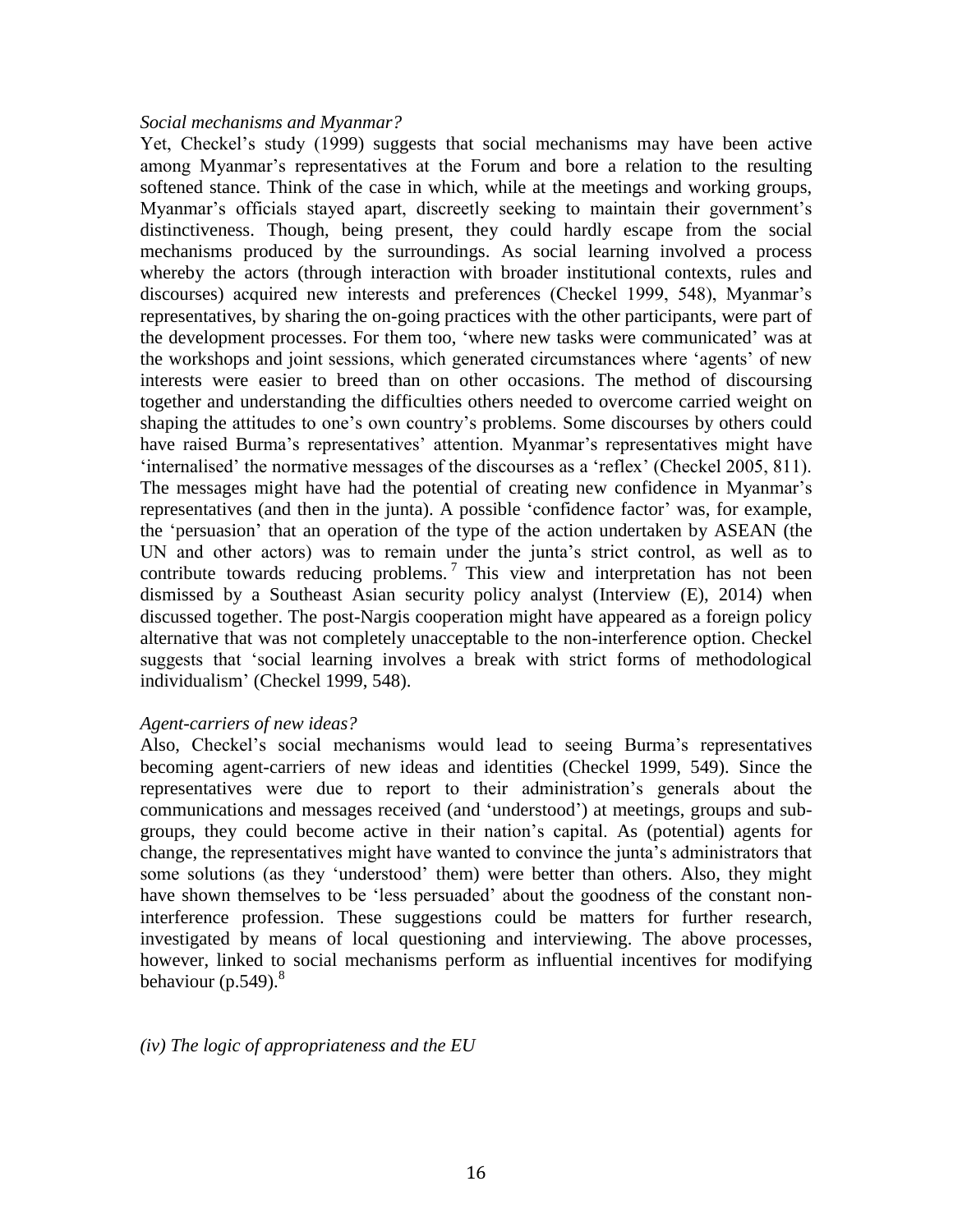*Social mechanisms and Myanmar?*

Yet, Checkel's study (1999) suggests that social mechanisms may have been active among Myanmar's representatives at the Forum and bore a relation to the resulting softened stance. Think of the case in which, while at the meetings and working groups, Myanmar's officials stayed apart, discreetly seeking to maintain their government's distinctiveness. Though, being present, they could hardly escape from the social mechanisms produced by the surroundings. As social learning involved a process whereby the actors (through interaction with broader institutional contexts, rules and discourses) acquired new interests and preferences (Checkel 1999, 548), Myanmar's representatives, by sharing the on-going practices with the other participants, were part of the development processes. For them too, 'where new tasks were communicated' was at the workshops and joint sessions, which generated circumstances where 'agents' of new interests were easier to breed than on other occasions. The method of discoursing together and understanding the difficulties others needed to overcome carried weight on shaping the attitudes to one's own country's problems. Some discourses by others could have raised Burma's representatives' attention. Myanmar's representatives might have 'internalised' the normative messages of the discourses as a 'reflex' (Checkel 2005, 811). The messages might have had the potential of creating new confidence in Myanmar's representatives (and then in the junta). A possible 'confidence factor' was, for example, the 'persuasion' that an operation of the type of the action undertaken by ASEAN (the UN and other actors) was to remain under the junta's strict control, as well as to contribute towards reducing problems.[7] This view and interpretation has not been dismissed by a Southeast Asian security policy analyst (Interview (E), 2014) when discussed together. The post-Nargis cooperation might have appeared as a foreign policy alternative that was not completely unacceptable to the non-interference option. Checkel suggests that 'social learning involves a break with strict forms of methodological individualism' (Checkel 1999, 548).

*Agent-carriers of new ideas?*

Also, Checkel's social mechanisms would lead to seeing Burma's representatives becoming agent-carriers of new ideas and identities (Checkel 1999, 549). Since the representatives were due to report to their administration's generals about the communications and messages received (and 'understood') at meetings, groups and sub-groups, they could become active in their nation's capital. As (potential) agents for change, the representatives might have wanted to convince the junta's administrators that some solutions (as they 'understood' them) were better than others. Also, they might have shown themselves to be 'less persuaded' about the goodness of the constant non-interference profession. These suggestions could be matters for further research, investigated by means of local questioning and interviewing. The above processes, however, linked to social mechanisms perform as influential incentives for modifying behaviour (p.549).[8]

*(iv) The logic of appropriateness and the EU*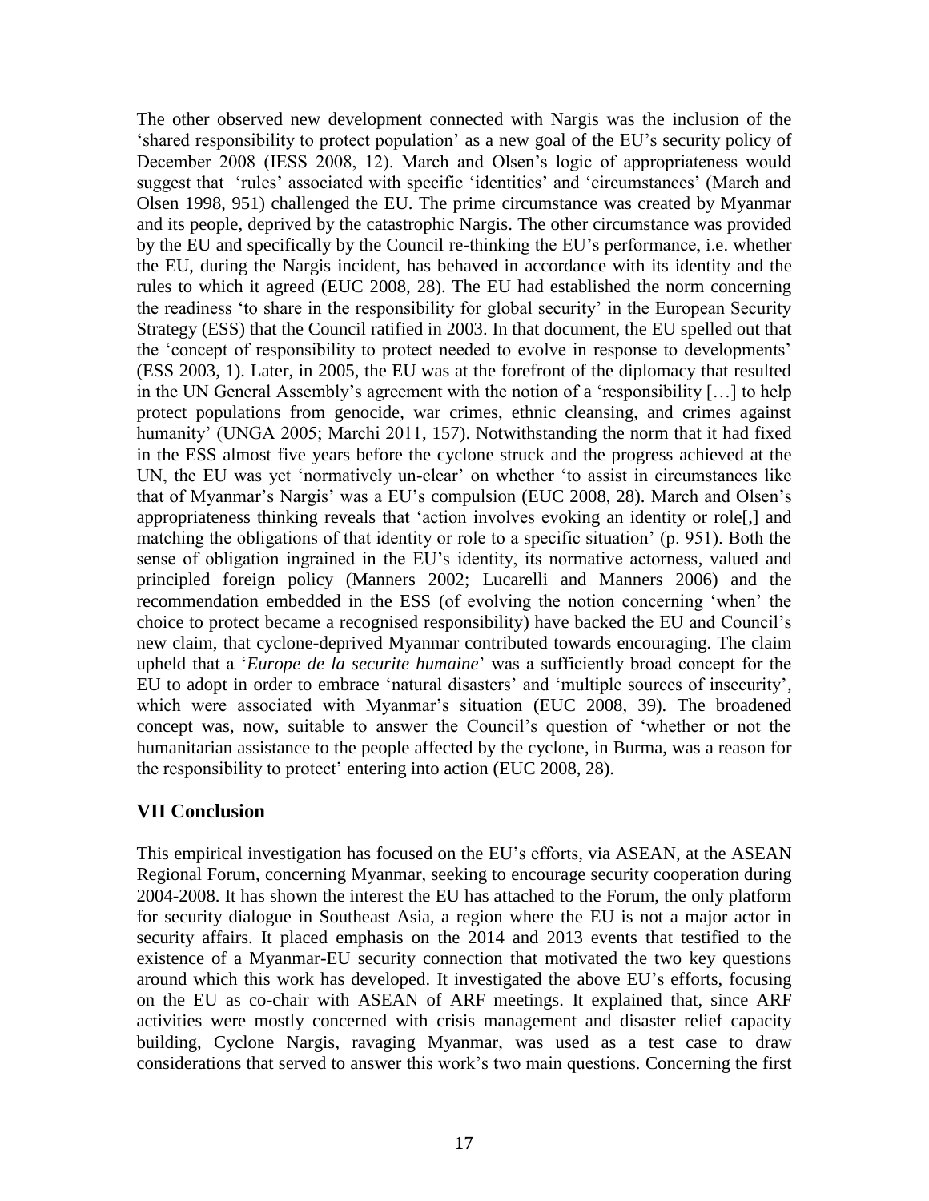The other observed new development connected with Nargis was the inclusion of the 'shared responsibility to protect population' as a new goal of the EU's security policy of December 2008 (IESS 2008, 12). March and Olsen's logic of appropriateness would suggest that 'rules' associated with specific 'identities' and 'circumstances' (March and Olsen 1998, 951) challenged the EU. The prime circumstance was created by Myanmar and its people, deprived by the catastrophic Nargis. The other circumstance was provided by the EU and specifically by the Council re-thinking the EU's performance, i.e. whether the EU, during the Nargis incident, has behaved in accordance with its identity and the rules to which it agreed (EUC 2008, 28). The EU had established the norm concerning the readiness 'to share in the responsibility for global security' in the European Security Strategy (ESS) that the Council ratified in 2003. In that document, the EU spelled out that the 'concept of responsibility to protect needed to evolve in response to developments' (ESS 2003, 1). Later, in 2005, the EU was at the forefront of the diplomacy that resulted in the UN General Assembly's agreement with the notion of a 'responsibility […] to help protect populations from genocide, war crimes, ethnic cleansing, and crimes against humanity' (UNGA 2005; Marchi 2011, 157). Notwithstanding the norm that it had fixed in the ESS almost five years before the cyclone struck and the progress achieved at the UN, the EU was yet 'normatively un-clear' on whether 'to assist in circumstances like that of Myanmar's Nargis' was a EU's compulsion (EUC 2008, 28). March and Olsen's appropriateness thinking reveals that 'action involves evoking an identity or role[,] and matching the obligations of that identity or role to a specific situation' (p. 951). Both the sense of obligation ingrained in the EU's identity, its normative actorness, valued and principled foreign policy (Manners 2002; Lucarelli and Manners 2006) and the recommendation embedded in the ESS (of evolving the notion concerning 'when' the choice to protect became a recognised responsibility) have backed the EU and Council's new claim, that cyclone-deprived Myanmar contributed towards encouraging. The claim upheld that a '*Europe de la securite humaine*' was a sufficiently broad concept for the EU to adopt in order to embrace 'natural disasters' and 'multiple sources of insecurity', which were associated with Myanmar's situation (EUC 2008, 39). The broadened concept was, now, suitable to answer the Council's question of 'whether or not the humanitarian assistance to the people affected by the cyclone, in Burma, was a reason for the responsibility to protect' entering into action (EUC 2008, 28).

## VII Conclusion

This empirical investigation has focused on the EU's efforts, via ASEAN, at the ASEAN Regional Forum, concerning Myanmar, seeking to encourage security cooperation during 2004-2008. It has shown the interest the EU has attached to the Forum, the only platform for security dialogue in Southeast Asia, a region where the EU is not a major actor in security affairs. It placed emphasis on the 2014 and 2013 events that testified to the existence of a Myanmar-EU security connection that motivated the two key questions around which this work has developed. It investigated the above EU's efforts, focusing on the EU as co-chair with ASEAN of ARF meetings. It explained that, since ARF activities were mostly concerned with crisis management and disaster relief capacity building, Cyclone Nargis, ravaging Myanmar, was used as a test case to draw considerations that served to answer this work's two main questions. Concerning the first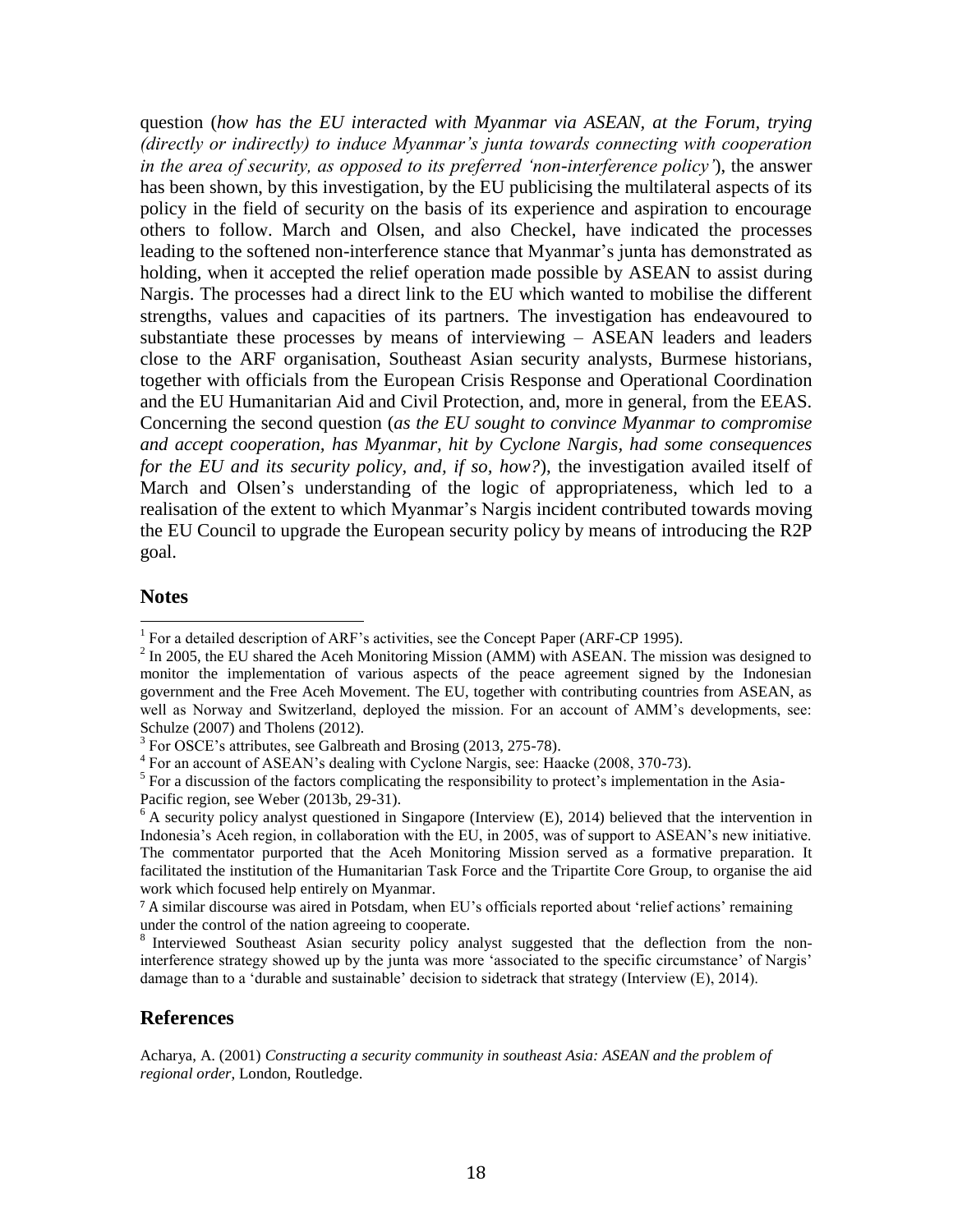question (*how has the EU interacted with Myanmar via ASEAN, at the Forum, trying (directly or indirectly) to induce Myanmar's junta towards connecting with cooperation in the area of security, as opposed to its preferred 'non-interference policy'*), the answer has been shown, by this investigation, by the EU publicising the multilateral aspects of its policy in the field of security on the basis of its experience and aspiration to encourage others to follow. March and Olsen, and also Checkel, have indicated the processes leading to the softened non-interference stance that Myanmar's junta has demonstrated as holding, when it accepted the relief operation made possible by ASEAN to assist during Nargis. The processes had a direct link to the EU which wanted to mobilise the different strengths, values and capacities of its partners. The investigation has endeavoured to substantiate these processes by means of interviewing – ASEAN leaders and leaders close to the ARF organisation, Southeast Asian security analysts, Burmese historians, together with officials from the European Crisis Response and Operational Coordination and the EU Humanitarian Aid and Civil Protection, and, more in general, from the EEAS. Concerning the second question (*as the EU sought to convince Myanmar to compromise and accept cooperation, has Myanmar, hit by Cyclone Nargis, had some consequences for the EU and its security policy, and, if so, how?*), the investigation availed itself of March and Olsen's understanding of the logic of appropriateness, which led to a realisation of the extent to which Myanmar's Nargis incident contributed towards moving the EU Council to upgrade the European security policy by means of introducing the R2P goal.

## Notes

[1] For a detailed description of ARF's activities, see the Concept Paper (ARF-CP 1995).

[2] In 2005, the EU shared the Aceh Monitoring Mission (AMM) with ASEAN. The mission was designed to monitor the implementation of various aspects of the peace agreement signed by the Indonesian government and the Free Aceh Movement. The EU, together with contributing countries from ASEAN, as well as Norway and Switzerland, deployed the mission. For an account of AMM's developments, see: Schulze (2007) and Tholens (2012).

[3] For OSCE's attributes, see Galbreath and Brosing (2013, 275-78).

[4] For an account of ASEAN's dealing with Cyclone Nargis, see: Haacke (2008, 370-73).

[5] For a discussion of the factors complicating the responsibility to protect's implementation in the Asia-Pacific region, see Weber (2013b, 29-31).

[6] A security policy analyst questioned in Singapore (Interview (E), 2014) believed that the intervention in Indonesia's Aceh region, in collaboration with the EU, in 2005, was of support to ASEAN's new initiative. The commentator purported that the Aceh Monitoring Mission served as a formative preparation. It facilitated the institution of the Humanitarian Task Force and the Tripartite Core Group, to organise the aid work which focused help entirely on Myanmar.

[7] A similar discourse was aired in Potsdam, when EU's officials reported about 'relief actions' remaining under the control of the nation agreeing to cooperate.

[8] Interviewed Southeast Asian security policy analyst suggested that the deflection from the non-interference strategy showed up by the junta was more 'associated to the specific circumstance' of Nargis' damage than to a 'durable and sustainable' decision to sidetrack that strategy (Interview (E), 2014).

## References

Acharya, A. (2001) *Constructing a security community in southeast Asia: ASEAN and the problem of regional order*, London, Routledge.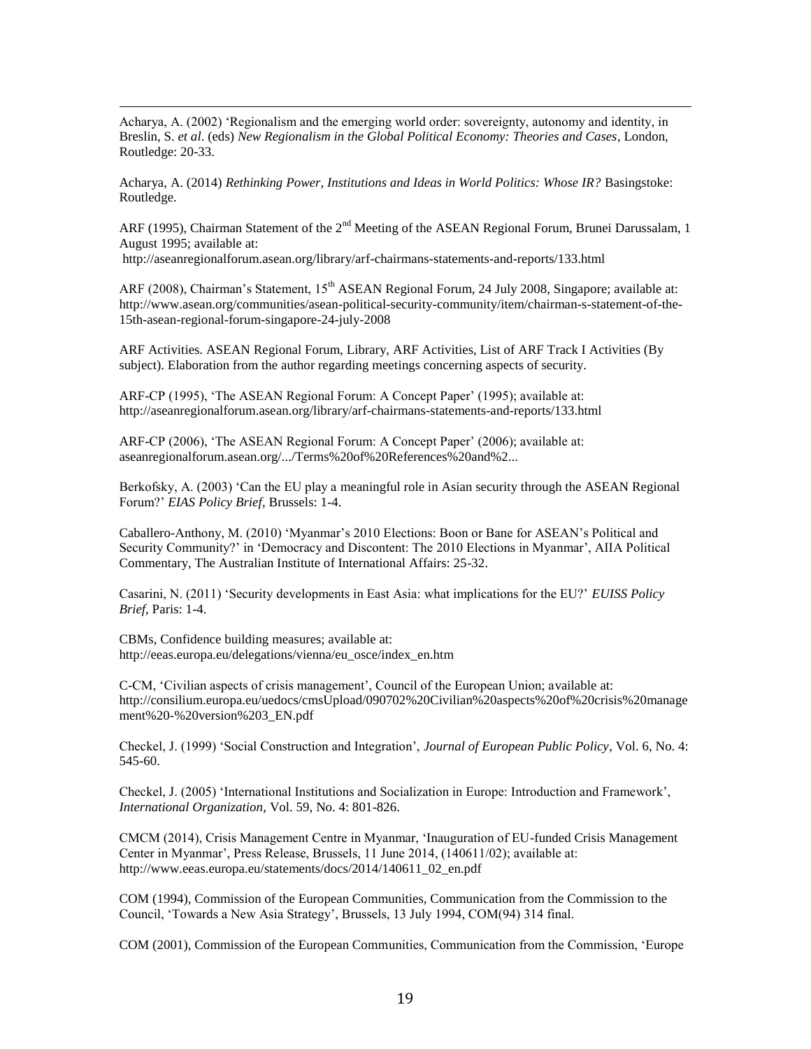Acharya, A. (2002) 'Regionalism and the emerging world order: sovereignty, autonomy and identity, in Breslin, S. *et al*. (eds) *New Regionalism in the Global Political Economy: Theories and Cases*, London, Routledge: 20-33.

Acharya, A. (2014) *Rethinking Power, Institutions and Ideas in World Politics: Whose IR?* Basingstoke: Routledge.

ARF (1995), Chairman Statement of the 2nd Meeting of the ASEAN Regional Forum, Brunei Darussalam, 1 August 1995; available at: http://aseanregionalforum.asean.org/library/arf-chairmans-statements-and-reports/133.html

ARF (2008), Chairman's Statement, 15th ASEAN Regional Forum, 24 July 2008, Singapore; available at: http://www.asean.org/communities/asean-political-security-community/item/chairman-s-statement-of-the-15th-asean-regional-forum-singapore-24-july-2008

ARF Activities. ASEAN Regional Forum, Library, ARF Activities, List of ARF Track I Activities (By subject). Elaboration from the author regarding meetings concerning aspects of security.

ARF-CP (1995), 'The ASEAN Regional Forum: A Concept Paper' (1995); available at: http://aseanregionalforum.asean.org/library/arf-chairmans-statements-and-reports/133.html

ARF-CP (2006), 'The ASEAN Regional Forum: A Concept Paper' (2006); available at: aseanregionalforum.asean.org/.../Terms%20of%20References%20and%2...

Berkofsky, A. (2003) 'Can the EU play a meaningful role in Asian security through the ASEAN Regional Forum?' *EIAS Policy Brief*, Brussels: 1-4.

Caballero-Anthony, M. (2010) 'Myanmar's 2010 Elections: Boon or Bane for ASEAN's Political and Security Community?' in 'Democracy and Discontent: The 2010 Elections in Myanmar', AIIA Political Commentary, The Australian Institute of International Affairs: 25-32.

Casarini, N. (2011) 'Security developments in East Asia: what implications for the EU?' *EUISS Policy Brief*, Paris: 1-4.

CBMs, Confidence building measures; available at: http://eeas.europa.eu/delegations/vienna/eu_osce/index_en.htm

C-CM, 'Civilian aspects of crisis management', Council of the European Union; available at: http://consilium.europa.eu/uedocs/cmsUpload/090702%20Civilian%20aspects%20of%20crisis%20management%20-%20version%203_EN.pdf

Checkel, J. (1999) 'Social Construction and Integration', *Journal of European Public Policy*, Vol. 6, No. 4: 545-60.

Checkel, J. (2005) 'International Institutions and Socialization in Europe: Introduction and Framework', *International Organization*, Vol. 59, No. 4: 801-826.

CMCM (2014), Crisis Management Centre in Myanmar, 'Inauguration of EU-funded Crisis Management Center in Myanmar', Press Release, Brussels, 11 June 2014, (140611/02); available at: http://www.eeas.europa.eu/statements/docs/2014/140611_02_en.pdf

COM (1994), Commission of the European Communities, Communication from the Commission to the Council, 'Towards a New Asia Strategy', Brussels, 13 July 1994, COM(94) 314 final.

COM (2001), Commission of the European Communities, Communication from the Commission, 'Europe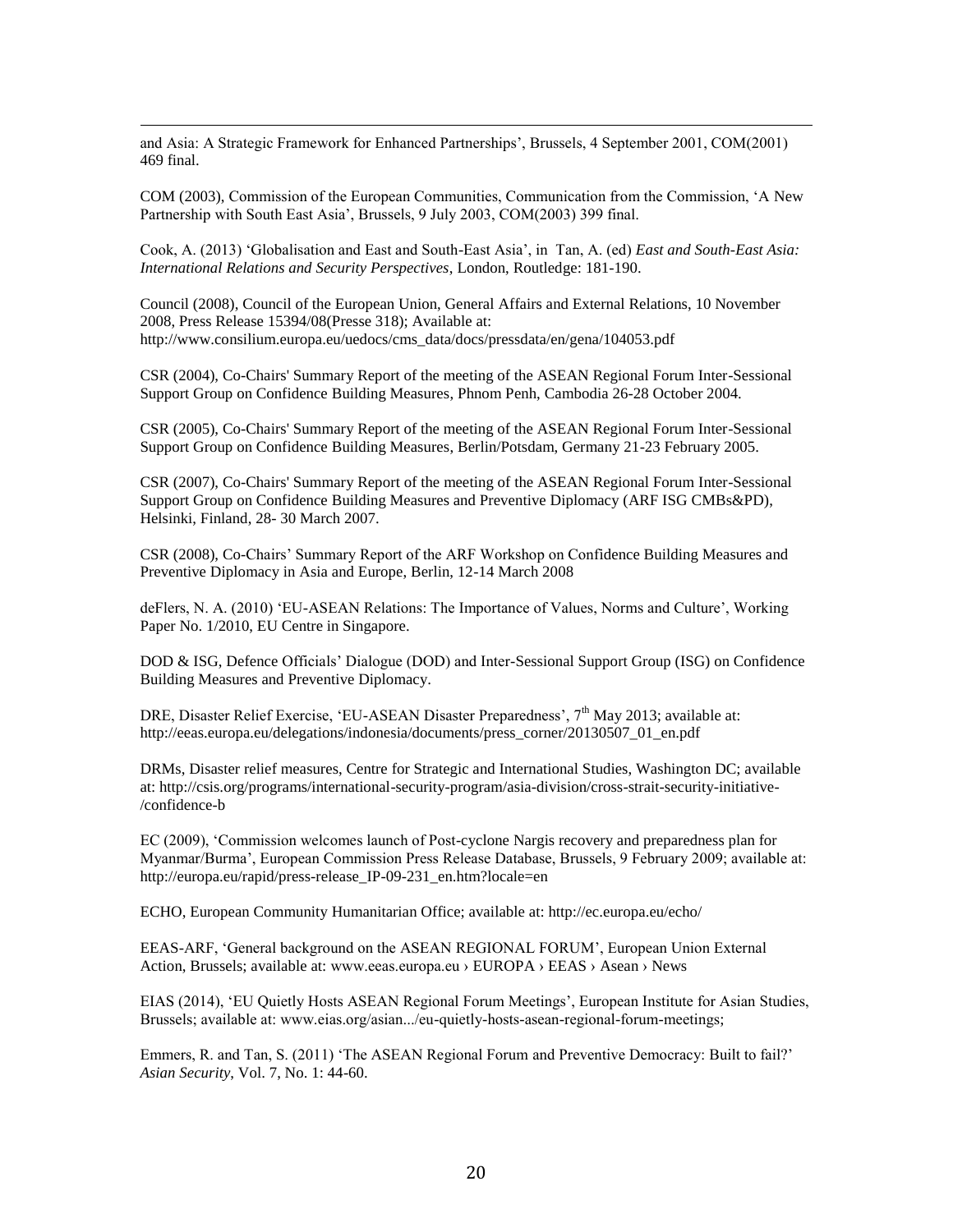and Asia: A Strategic Framework for Enhanced Partnerships', Brussels, 4 September 2001, COM(2001) 469 final.

COM (2003), Commission of the European Communities, Communication from the Commission, 'A New Partnership with South East Asia', Brussels, 9 July 2003, COM(2003) 399 final.

Cook, A. (2013) 'Globalisation and East and South-East Asia', in Tan, A. (ed) *East and South-East Asia: International Relations and Security Perspectives*, London, Routledge: 181-190.

Council (2008), Council of the European Union, General Affairs and External Relations, 10 November 2008, Press Release 15394/08(Presse 318); Available at: http://www.consilium.europa.eu/uedocs/cms_data/docs/pressdata/en/gena/104053.pdf

CSR (2004), Co-Chairs' Summary Report of the meeting of the ASEAN Regional Forum Inter-Sessional Support Group on Confidence Building Measures, Phnom Penh, Cambodia 26-28 October 2004.

CSR (2005), Co-Chairs' Summary Report of the meeting of the ASEAN Regional Forum Inter-Sessional Support Group on Confidence Building Measures, Berlin/Potsdam, Germany 21-23 February 2005.

CSR (2007), Co-Chairs' Summary Report of the meeting of the ASEAN Regional Forum Inter-Sessional Support Group on Confidence Building Measures and Preventive Diplomacy (ARF ISG CMBs&PD), Helsinki, Finland, 28- 30 March 2007.

CSR (2008), Co-Chairs' Summary Report of the ARF Workshop on Confidence Building Measures and Preventive Diplomacy in Asia and Europe, Berlin, 12-14 March 2008

deFlers, N. A. (2010) 'EU-ASEAN Relations: The Importance of Values, Norms and Culture', Working Paper No. 1/2010, EU Centre in Singapore.

DOD & ISG, Defence Officials' Dialogue (DOD) and Inter-Sessional Support Group (ISG) on Confidence Building Measures and Preventive Diplomacy.

DRE, Disaster Relief Exercise, 'EU-ASEAN Disaster Preparedness', 7th May 2013; available at: http://eeas.europa.eu/delegations/indonesia/documents/press_corner/20130507_01_en.pdf

DRMs, Disaster relief measures, Centre for Strategic and International Studies, Washington DC; available at: http://csis.org/programs/international-security-program/asia-division/cross-strait-security-initiative-/confidence-b

EC (2009), 'Commission welcomes launch of Post-cyclone Nargis recovery and preparedness plan for Myanmar/Burma', European Commission Press Release Database, Brussels, 9 February 2009; available at: http://europa.eu/rapid/press-release_IP-09-231_en.htm?locale=en

ECHO, European Community Humanitarian Office; available at: http://ec.europa.eu/echo/

EEAS-ARF, 'General background on the ASEAN REGIONAL FORUM', European Union External Action, Brussels; available at: www.eeas.europa.eu › EUROPA › EEAS › Asean › News

EIAS (2014), 'EU Quietly Hosts ASEAN Regional Forum Meetings', European Institute for Asian Studies, Brussels; available at: www.eias.org/asian.../eu-quietly-hosts-asean-regional-forum-meetings;

Emmers, R. and Tan, S. (2011) 'The ASEAN Regional Forum and Preventive Democracy: Built to fail?' *Asian Security*, Vol. 7, No. 1: 44-60.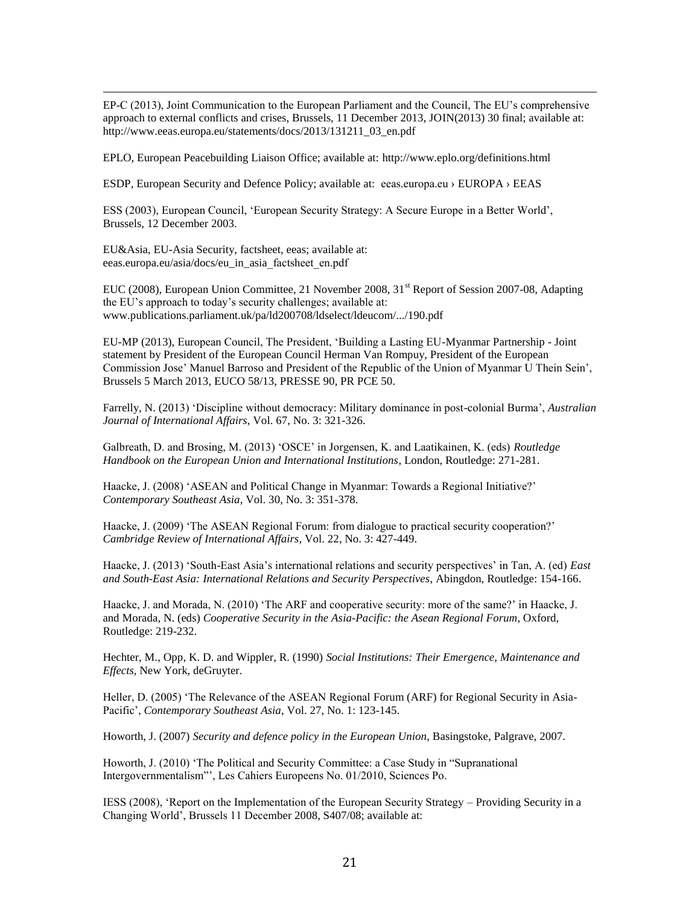EP-C (2013), Joint Communication to the European Parliament and the Council, The EU's comprehensive approach to external conflicts and crises, Brussels, 11 December 2013, JOIN(2013) 30 final; available at: http://www.eeas.europa.eu/statements/docs/2013/131211_03_en.pdf

EPLO, European Peacebuilding Liaison Office; available at: http://www.eplo.org/definitions.html

ESDP, European Security and Defence Policy; available at: eeas.europa.eu › EUROPA › EEAS

ESS (2003), European Council, 'European Security Strategy: A Secure Europe in a Better World', Brussels, 12 December 2003.

EU&Asia, EU-Asia Security, factsheet, eeas; available at: eeas.europa.eu/asia/docs/eu_in_asia_factsheet_en.pdf

EUC (2008), European Union Committee, 21 November 2008, 31st Report of Session 2007-08, Adapting the EU's approach to today's security challenges; available at: www.publications.parliament.uk/pa/ld200708/ldselect/ldeucom/.../190.pdf

EU-MP (2013), European Council, The President, 'Building a Lasting EU-Myanmar Partnership - Joint statement by President of the European Council Herman Van Rompuy, President of the European Commission Jose' Manuel Barroso and President of the Republic of the Union of Myanmar U Thein Sein', Brussels 5 March 2013, EUCO 58/13, PRESSE 90, PR PCE 50.

Farrelly, N. (2013) 'Discipline without democracy: Military dominance in post-colonial Burma', *Australian Journal of International Affairs*, Vol. 67, No. 3: 321-326.

Galbreath, D. and Brosing, M. (2013) 'OSCE' in Jorgensen, K. and Laatikainen, K. (eds) *Routledge Handbook on the European Union and International Institutions*, London, Routledge: 271-281.

Haacke, J. (2008) 'ASEAN and Political Change in Myanmar: Towards a Regional Initiative?' *Contemporary Southeast Asia*, Vol. 30, No. 3: 351-378.

Haacke, J. (2009) 'The ASEAN Regional Forum: from dialogue to practical security cooperation?' *Cambridge Review of International Affairs*, Vol. 22, No. 3: 427-449.

Haacke, J. (2013) 'South-East Asia's international relations and security perspectives' in Tan, A. (ed) *East and South-East Asia: International Relations and Security Perspectives*, Abingdon, Routledge: 154-166.

Haacke, J. and Morada, N. (2010) 'The ARF and cooperative security: more of the same?' in Haacke, J. and Morada, N. (eds) *Cooperative Security in the Asia-Pacific: the Asean Regional Forum*, Oxford, Routledge: 219-232.

Hechter, M., Opp, K. D. and Wippler, R. (1990) *Social Institutions: Their Emergence, Maintenance and Effects*, New York, deGruyter.

Heller, D. (2005) 'The Relevance of the ASEAN Regional Forum (ARF) for Regional Security in Asia-Pacific', *Contemporary Southeast Asia*, Vol. 27, No. 1: 123-145.

Howorth, J. (2007) *Security and defence policy in the European Union*, Basingstoke, Palgrave, 2007.

Howorth, J. (2010) 'The Political and Security Committee: a Case Study in "Supranational Intergovernmentalism"', Les Cahiers Europeens No. 01/2010, Sciences Po.

IESS (2008), 'Report on the Implementation of the European Security Strategy – Providing Security in a Changing World', Brussels 11 December 2008, S407/08; available at: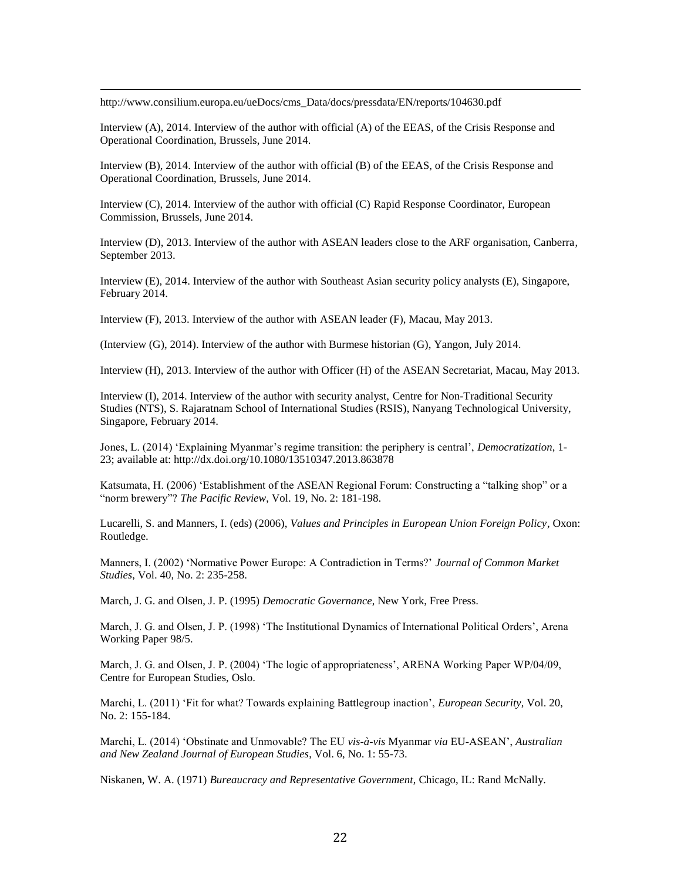http://www.consilium.europa.eu/ueDocs/cms_Data/docs/pressdata/EN/reports/104630.pdf

Interview (A), 2014. Interview of the author with official (A) of the EEAS, of the Crisis Response and Operational Coordination, Brussels, June 2014.

Interview (B), 2014. Interview of the author with official (B) of the EEAS, of the Crisis Response and Operational Coordination, Brussels, June 2014.

Interview (C), 2014. Interview of the author with official (C) Rapid Response Coordinator, European Commission, Brussels, June 2014.

Interview (D), 2013. Interview of the author with ASEAN leaders close to the ARF organisation, Canberra, September 2013.

Interview (E), 2014. Interview of the author with Southeast Asian security policy analysts (E), Singapore, February 2014.

Interview (F), 2013. Interview of the author with ASEAN leader (F), Macau, May 2013.

(Interview (G), 2014). Interview of the author with Burmese historian (G), Yangon, July 2014.

Interview (H), 2013. Interview of the author with Officer (H) of the ASEAN Secretariat, Macau, May 2013.

Interview (I), 2014. Interview of the author with security analyst, Centre for Non-Traditional Security Studies (NTS), S. Rajaratnam School of International Studies (RSIS), Nanyang Technological University, Singapore, February 2014.

Jones, L. (2014) 'Explaining Myanmar's regime transition: the periphery is central', *Democratization*, 1-23; available at: http://dx.doi.org/10.1080/13510347.2013.863878

Katsumata, H. (2006) 'Establishment of the ASEAN Regional Forum: Constructing a "talking shop" or a "norm brewery"? *The Pacific Review*, Vol. 19, No. 2: 181-198.

Lucarelli, S. and Manners, I. (eds) (2006), *Values and Principles in European Union Foreign Policy*, Oxon: Routledge.

Manners, I. (2002) 'Normative Power Europe: A Contradiction in Terms?' *Journal of Common Market Studies*, Vol. 40, No. 2: 235-258.

March, J. G. and Olsen, J. P. (1995) *Democratic Governance*, New York, Free Press.

March, J. G. and Olsen, J. P. (1998) 'The Institutional Dynamics of International Political Orders', Arena Working Paper 98/5.

March, J. G. and Olsen, J. P. (2004) 'The logic of appropriateness', ARENA Working Paper WP/04/09, Centre for European Studies, Oslo.

Marchi, L. (2011) 'Fit for what? Towards explaining Battlegroup inaction', *European Security*, Vol. 20, No. 2: 155-184.

Marchi, L. (2014) 'Obstinate and Unmovable? The EU *vis-à-vis* Myanmar *via* EU-ASEAN', *Australian and New Zealand Journal of European Studies*, Vol. 6, No. 1: 55-73.

Niskanen, W. A. (1971) *Bureaucracy and Representative Government*, Chicago, IL: Rand McNally.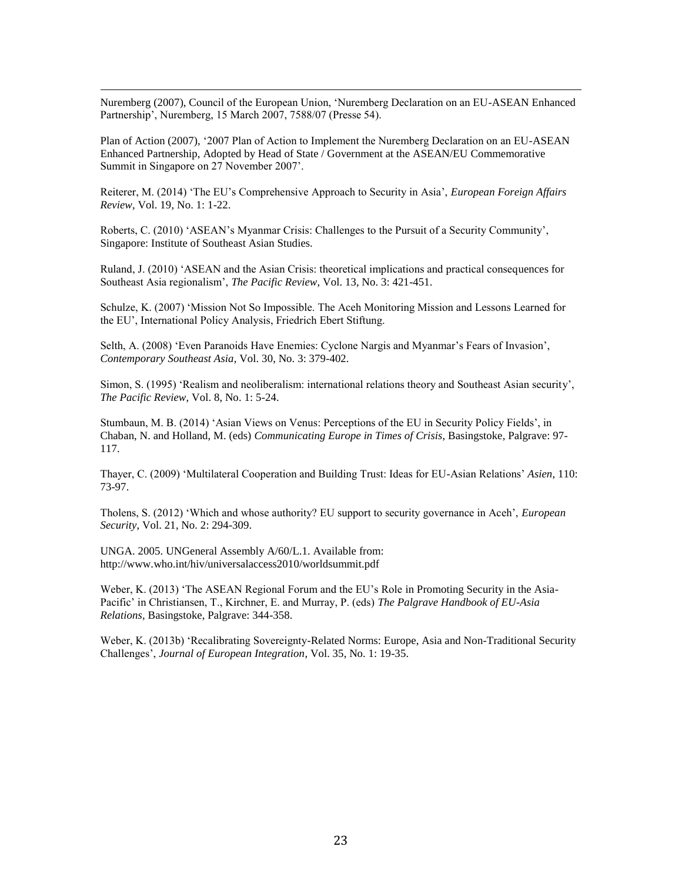Nuremberg (2007), Council of the European Union, 'Nuremberg Declaration on an EU-ASEAN Enhanced Partnership', Nuremberg, 15 March 2007, 7588/07 (Presse 54).

Plan of Action (2007), '2007 Plan of Action to Implement the Nuremberg Declaration on an EU-ASEAN Enhanced Partnership, Adopted by Head of State / Government at the ASEAN/EU Commemorative Summit in Singapore on 27 November 2007'.

Reiterer, M. (2014) 'The EU's Comprehensive Approach to Security in Asia', *European Foreign Affairs Review*, Vol. 19, No. 1: 1-22.

Roberts, C. (2010) 'ASEAN's Myanmar Crisis: Challenges to the Pursuit of a Security Community', Singapore: Institute of Southeast Asian Studies.

Ruland, J. (2010) 'ASEAN and the Asian Crisis: theoretical implications and practical consequences for Southeast Asia regionalism', *The Pacific Review*, Vol. 13, No. 3: 421-451.

Schulze, K. (2007) 'Mission Not So Impossible. The Aceh Monitoring Mission and Lessons Learned for the EU', International Policy Analysis, Friedrich Ebert Stiftung.

Selth, A. (2008) 'Even Paranoids Have Enemies: Cyclone Nargis and Myanmar's Fears of Invasion', *Contemporary Southeast Asia*, Vol. 30, No. 3: 379-402.

Simon, S. (1995) 'Realism and neoliberalism: international relations theory and Southeast Asian security', *The Pacific Review*, Vol. 8, No. 1: 5-24.

Stumbaun, M. B. (2014) 'Asian Views on Venus: Perceptions of the EU in Security Policy Fields', in Chaban, N. and Holland, M. (eds) *Communicating Europe in Times of Crisis*, Basingstoke, Palgrave: 97-117.

Thayer, C. (2009) 'Multilateral Cooperation and Building Trust: Ideas for EU-Asian Relations' *Asien*, 110: 73-97.

Tholens, S. (2012) 'Which and whose authority? EU support to security governance in Aceh', *European Security*, Vol. 21, No. 2: 294-309.

UNGA. 2005. UNGeneral Assembly A/60/L.1. Available from: http://www.who.int/hiv/universalaccess2010/worldsummit.pdf

Weber, K. (2013) 'The ASEAN Regional Forum and the EU's Role in Promoting Security in the Asia-Pacific' in Christiansen, T., Kirchner, E. and Murray, P. (eds) *The Palgrave Handbook of EU-Asia Relations*, Basingstoke, Palgrave: 344-358.

Weber, K. (2013b) 'Recalibrating Sovereignty-Related Norms: Europe, Asia and Non-Traditional Security Challenges', *Journal of European Integration*, Vol. 35, No. 1: 19-35.